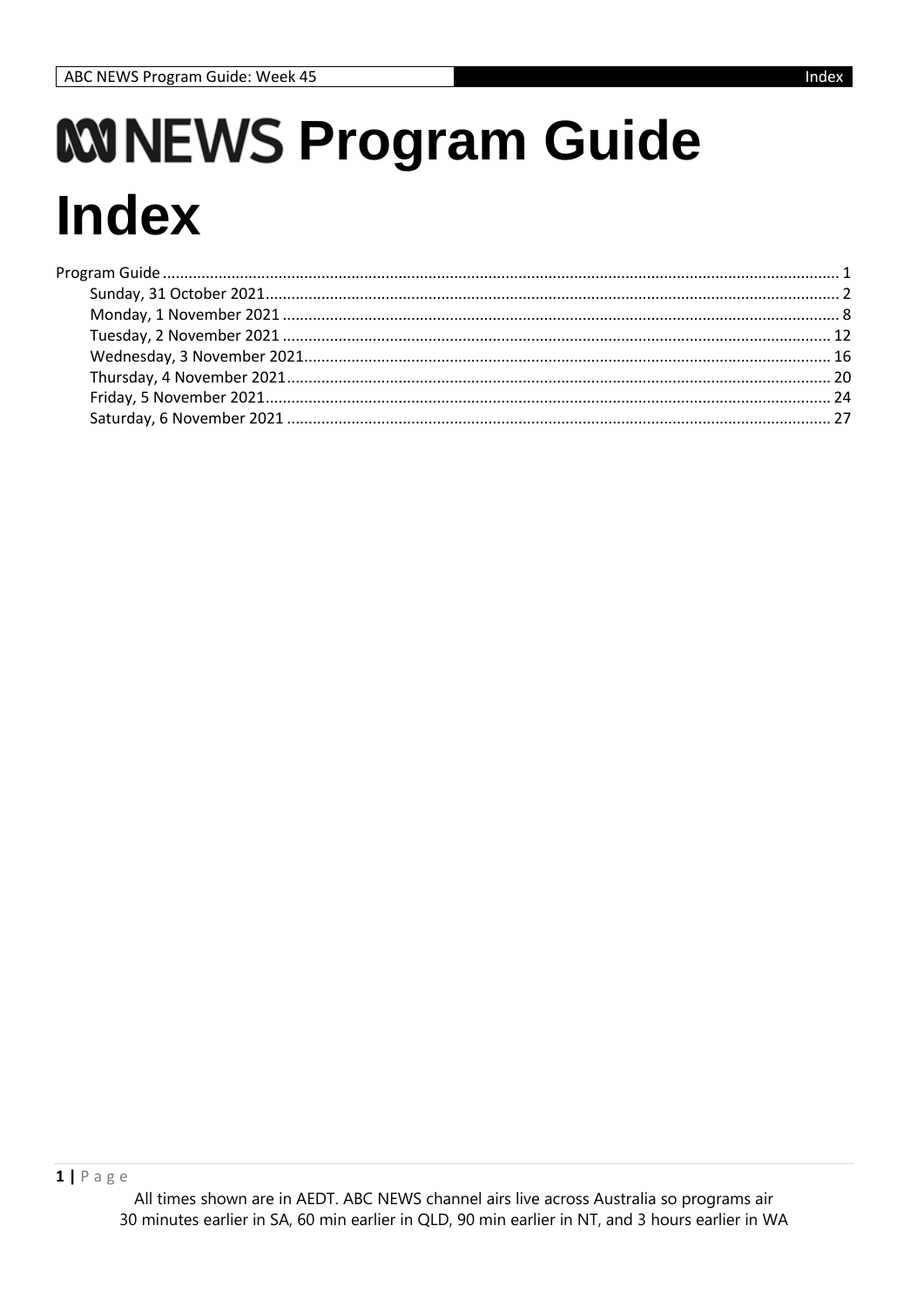# ABC NEWS Program Guide Index

- Program Guide ........ 1
  - Sunday, 31 October 2021 ........ 2
  - Monday, 1 November 2021 ........ 8
  - Tuesday, 2 November 2021 ........ 12
  - Wednesday, 3 November 2021 ........ 16
  - Thursday, 4 November 2021 ........ 20
  - Friday, 5 November 2021 ........ 24
  - Saturday, 6 November 2021 ........ 27

All times shown are in AEDT. ABC NEWS channel airs live across Australia so programs air 30 minutes earlier in SA, 60 min earlier in QLD, 90 min earlier in NT, and 3 hours earlier in WA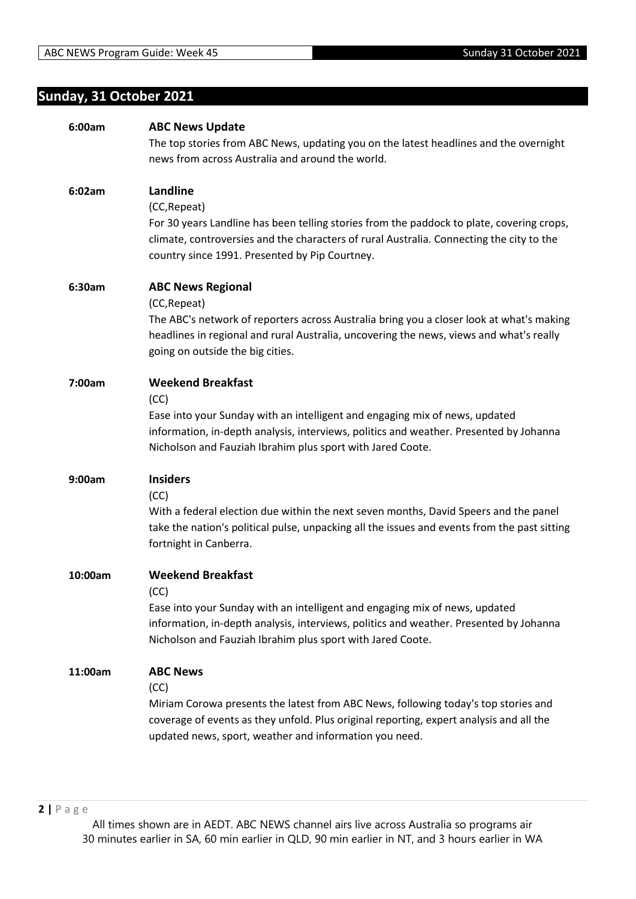## Sunday, 31 October 2021

**6:00am** **ABC News Update**

The top stories from ABC News, updating you on the latest headlines and the overnight news from across Australia and around the world.

**6:02am** **Landline**

(CC,Repeat)

For 30 years Landline has been telling stories from the paddock to plate, covering crops, climate, controversies and the characters of rural Australia. Connecting the city to the country since 1991. Presented by Pip Courtney.

**6:30am** **ABC News Regional**

(CC,Repeat)

The ABC's network of reporters across Australia bring you a closer look at what's making headlines in regional and rural Australia, uncovering the news, views and what's really going on outside the big cities.

**7:00am** **Weekend Breakfast**

(CC)

Ease into your Sunday with an intelligent and engaging mix of news, updated information, in-depth analysis, interviews, politics and weather. Presented by Johanna Nicholson and Fauziah Ibrahim plus sport with Jared Coote.

**9:00am** **Insiders**

(CC)

With a federal election due within the next seven months, David Speers and the panel take the nation's political pulse, unpacking all the issues and events from the past sitting fortnight in Canberra.

**10:00am** **Weekend Breakfast**

(CC)

Ease into your Sunday with an intelligent and engaging mix of news, updated information, in-depth analysis, interviews, politics and weather. Presented by Johanna Nicholson and Fauziah Ibrahim plus sport with Jared Coote.

**11:00am** **ABC News**

(CC)

Miriam Corowa presents the latest from ABC News, following today's top stories and coverage of events as they unfold. Plus original reporting, expert analysis and all the updated news, sport, weather and information you need.

All times shown are in AEDT. ABC NEWS channel airs live across Australia so programs air 30 minutes earlier in SA, 60 min earlier in QLD, 90 min earlier in NT, and 3 hours earlier in WA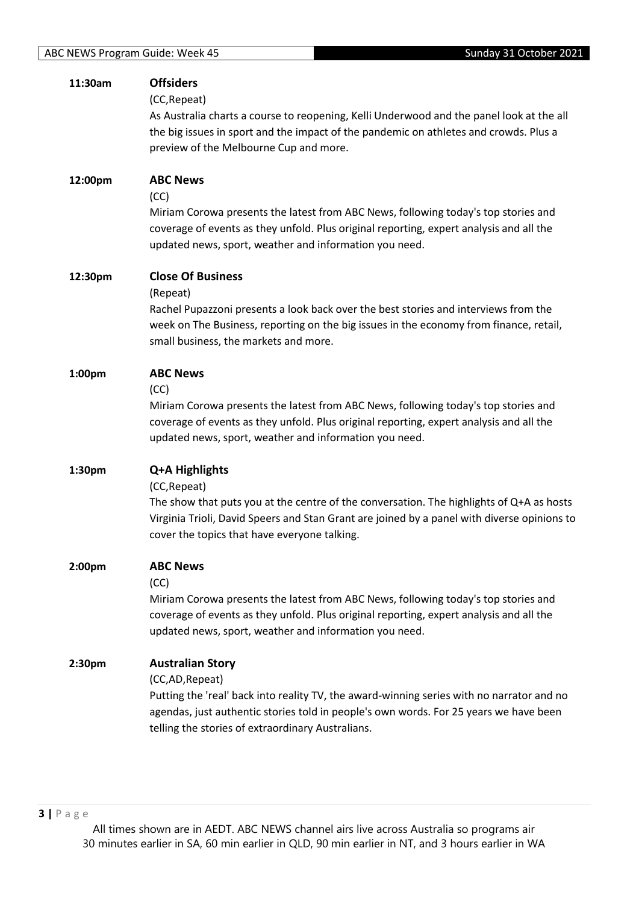**11:30am** **Offsiders**

(CC,Repeat)

As Australia charts a course to reopening, Kelli Underwood and the panel look at the all the big issues in sport and the impact of the pandemic on athletes and crowds. Plus a preview of the Melbourne Cup and more.

**12:00pm** **ABC News**

(CC)

Miriam Corowa presents the latest from ABC News, following today's top stories and coverage of events as they unfold. Plus original reporting, expert analysis and all the updated news, sport, weather and information you need.

**12:30pm** **Close Of Business**

(Repeat)

Rachel Pupazzoni presents a look back over the best stories and interviews from the week on The Business, reporting on the big issues in the economy from finance, retail, small business, the markets and more.

**1:00pm** **ABC News**

(CC)

Miriam Corowa presents the latest from ABC News, following today's top stories and coverage of events as they unfold. Plus original reporting, expert analysis and all the updated news, sport, weather and information you need.

**1:30pm** **Q+A Highlights**

(CC,Repeat)

The show that puts you at the centre of the conversation. The highlights of Q+A as hosts Virginia Trioli, David Speers and Stan Grant are joined by a panel with diverse opinions to cover the topics that have everyone talking.

**2:00pm** **ABC News**

(CC)

Miriam Corowa presents the latest from ABC News, following today's top stories and coverage of events as they unfold. Plus original reporting, expert analysis and all the updated news, sport, weather and information you need.

**2:30pm** **Australian Story**

(CC,AD,Repeat)

Putting the 'real' back into reality TV, the award-winning series with no narrator and no agendas, just authentic stories told in people's own words. For 25 years we have been telling the stories of extraordinary Australians.

All times shown are in AEDT. ABC NEWS channel airs live across Australia so programs air 30 minutes earlier in SA, 60 min earlier in QLD, 90 min earlier in NT, and 3 hours earlier in WA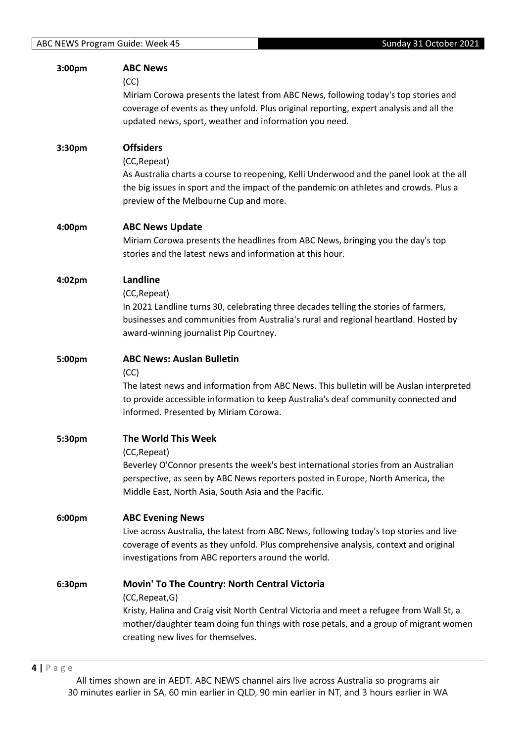**3:00pm** **ABC News**

(CC)

Miriam Corowa presents the latest from ABC News, following today's top stories and coverage of events as they unfold. Plus original reporting, expert analysis and all the updated news, sport, weather and information you need.

**3:30pm** **Offsiders**

(CC,Repeat)

As Australia charts a course to reopening, Kelli Underwood and the panel look at the all the big issues in sport and the impact of the pandemic on athletes and crowds. Plus a preview of the Melbourne Cup and more.

**4:00pm** **ABC News Update**

Miriam Corowa presents the headlines from ABC News, bringing you the day's top stories and the latest news and information at this hour.

**4:02pm** **Landline**

(CC,Repeat)

In 2021 Landline turns 30, celebrating three decades telling the stories of farmers, businesses and communities from Australia's rural and regional heartland. Hosted by award-winning journalist Pip Courtney.

**5:00pm** **ABC News: Auslan Bulletin**

(CC)

The latest news and information from ABC News. This bulletin will be Auslan interpreted to provide accessible information to keep Australia's deaf community connected and informed. Presented by Miriam Corowa.

**5:30pm** **The World This Week**

(CC,Repeat)

Beverley O'Connor presents the week's best international stories from an Australian perspective, as seen by ABC News reporters posted in Europe, North America, the Middle East, North Asia, South Asia and the Pacific.

**6:00pm** **ABC Evening News**

Live across Australia, the latest from ABC News, following today's top stories and live coverage of events as they unfold. Plus comprehensive analysis, context and original investigations from ABC reporters around the world.

**6:30pm** **Movin' To The Country: North Central Victoria**

(CC,Repeat,G)

Kristy, Halina and Craig visit North Central Victoria and meet a refugee from Wall St, a mother/daughter team doing fun things with rose petals, and a group of migrant women creating new lives for themselves.

All times shown are in AEDT. ABC NEWS channel airs live across Australia so programs air 30 minutes earlier in SA, 60 min earlier in QLD, 90 min earlier in NT, and 3 hours earlier in WA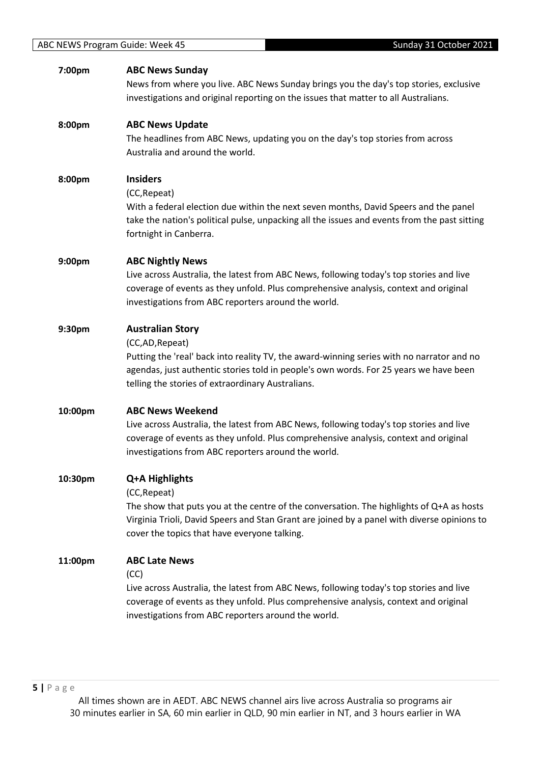**7:00pm** **ABC News Sunday**

News from where you live. ABC News Sunday brings you the day's top stories, exclusive investigations and original reporting on the issues that matter to all Australians.

**8:00pm** **ABC News Update**

The headlines from ABC News, updating you on the day's top stories from across Australia and around the world.

**8:00pm** **Insiders**

(CC,Repeat)

With a federal election due within the next seven months, David Speers and the panel take the nation's political pulse, unpacking all the issues and events from the past sitting fortnight in Canberra.

**9:00pm** **ABC Nightly News**

Live across Australia, the latest from ABC News, following today's top stories and live coverage of events as they unfold. Plus comprehensive analysis, context and original investigations from ABC reporters around the world.

**9:30pm** **Australian Story**

(CC,AD,Repeat)

Putting the 'real' back into reality TV, the award-winning series with no narrator and no agendas, just authentic stories told in people's own words. For 25 years we have been telling the stories of extraordinary Australians.

**10:00pm** **ABC News Weekend**

Live across Australia, the latest from ABC News, following today's top stories and live coverage of events as they unfold. Plus comprehensive analysis, context and original investigations from ABC reporters around the world.

**10:30pm** **Q+A Highlights**

(CC,Repeat)

The show that puts you at the centre of the conversation. The highlights of Q+A as hosts Virginia Trioli, David Speers and Stan Grant are joined by a panel with diverse opinions to cover the topics that have everyone talking.

**11:00pm** **ABC Late News**

(CC)

Live across Australia, the latest from ABC News, following today's top stories and live coverage of events as they unfold. Plus comprehensive analysis, context and original investigations from ABC reporters around the world.

All times shown are in AEDT. ABC NEWS channel airs live across Australia so programs air 30 minutes earlier in SA, 60 min earlier in QLD, 90 min earlier in NT, and 3 hours earlier in WA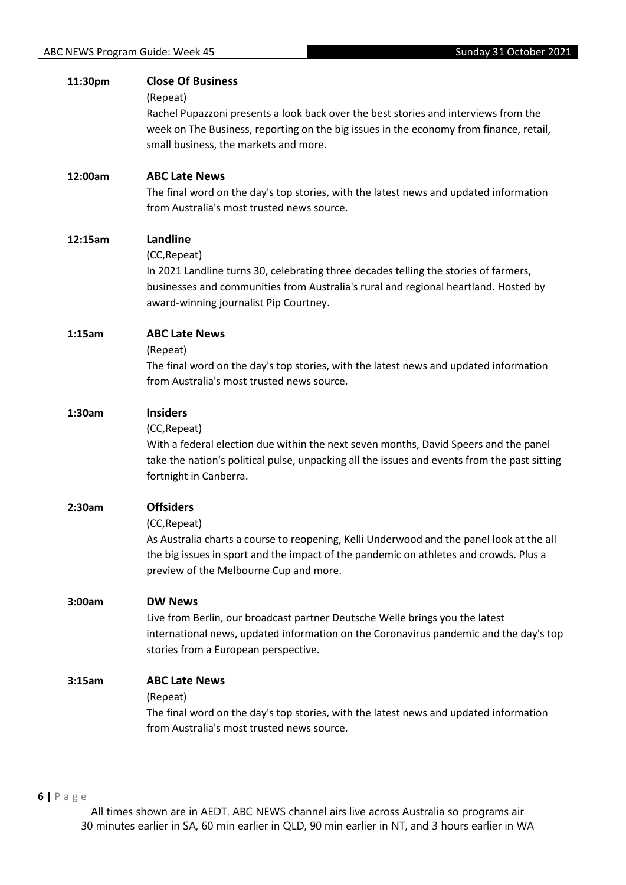**11:30pm** **Close Of Business**

(Repeat)

Rachel Pupazzoni presents a look back over the best stories and interviews from the week on The Business, reporting on the big issues in the economy from finance, retail, small business, the markets and more.

**12:00am** **ABC Late News**

The final word on the day's top stories, with the latest news and updated information from Australia's most trusted news source.

**12:15am** **Landline**

(CC,Repeat)

In 2021 Landline turns 30, celebrating three decades telling the stories of farmers, businesses and communities from Australia's rural and regional heartland. Hosted by award-winning journalist Pip Courtney.

**1:15am** **ABC Late News**

(Repeat)

The final word on the day's top stories, with the latest news and updated information from Australia's most trusted news source.

**1:30am** **Insiders**

(CC,Repeat)

With a federal election due within the next seven months, David Speers and the panel take the nation's political pulse, unpacking all the issues and events from the past sitting fortnight in Canberra.

**2:30am** **Offsiders**

(CC,Repeat)

As Australia charts a course to reopening, Kelli Underwood and the panel look at the all the big issues in sport and the impact of the pandemic on athletes and crowds. Plus a preview of the Melbourne Cup and more.

**3:00am** **DW News**

Live from Berlin, our broadcast partner Deutsche Welle brings you the latest international news, updated information on the Coronavirus pandemic and the day's top stories from a European perspective.

**3:15am** **ABC Late News**

(Repeat)

The final word on the day's top stories, with the latest news and updated information from Australia's most trusted news source.

All times shown are in AEDT. ABC NEWS channel airs live across Australia so programs air 30 minutes earlier in SA, 60 min earlier in QLD, 90 min earlier in NT, and 3 hours earlier in WA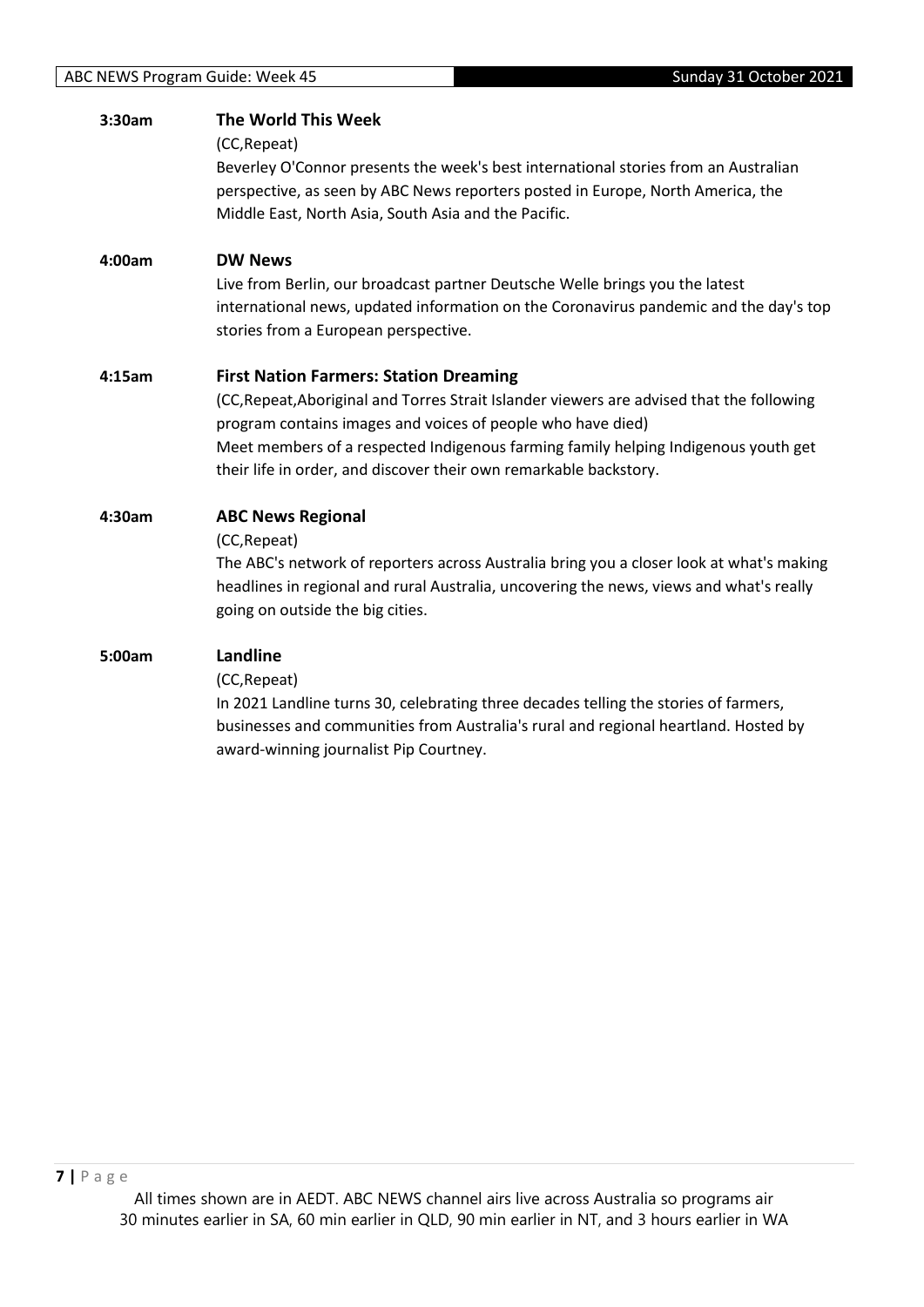**3:30am** **The World This Week**

(CC,Repeat)

Beverley O'Connor presents the week's best international stories from an Australian perspective, as seen by ABC News reporters posted in Europe, North America, the Middle East, North Asia, South Asia and the Pacific.

**4:00am** **DW News**

Live from Berlin, our broadcast partner Deutsche Welle brings you the latest international news, updated information on the Coronavirus pandemic and the day's top stories from a European perspective.

**4:15am** **First Nation Farmers: Station Dreaming**

(CC,Repeat,Aboriginal and Torres Strait Islander viewers are advised that the following program contains images and voices of people who have died)

Meet members of a respected Indigenous farming family helping Indigenous youth get their life in order, and discover their own remarkable backstory.

**4:30am** **ABC News Regional**

(CC,Repeat)

The ABC's network of reporters across Australia bring you a closer look at what's making headlines in regional and rural Australia, uncovering the news, views and what's really going on outside the big cities.

**5:00am** **Landline**

(CC,Repeat)

In 2021 Landline turns 30, celebrating three decades telling the stories of farmers, businesses and communities from Australia's rural and regional heartland. Hosted by award-winning journalist Pip Courtney.

All times shown are in AEDT. ABC NEWS channel airs live across Australia so programs air 30 minutes earlier in SA, 60 min earlier in QLD, 90 min earlier in NT, and 3 hours earlier in WA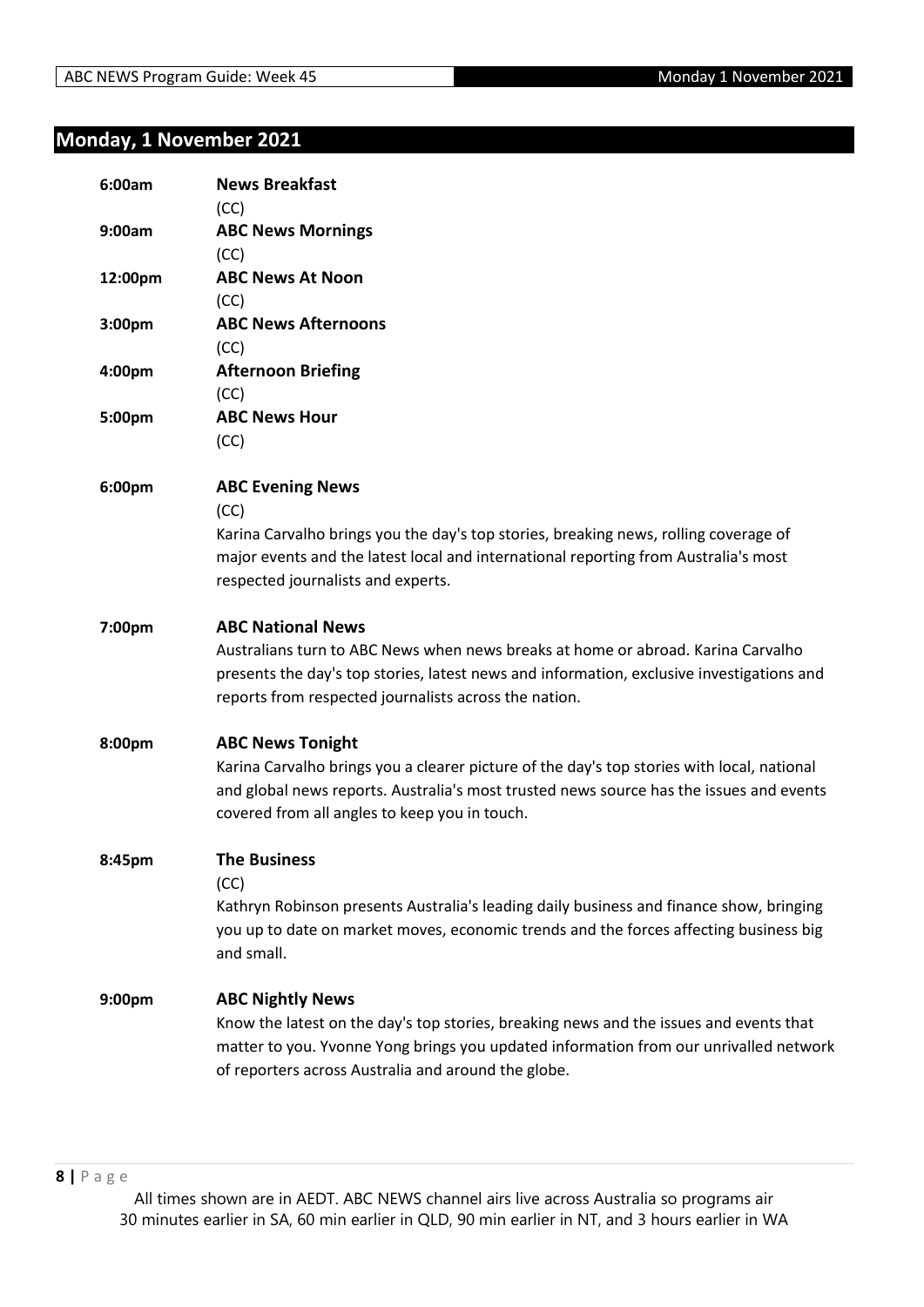## Monday, 1 November 2021

**6:00am** **News Breakfast**
(CC)

**9:00am** **ABC News Mornings**
(CC)

**12:00pm** **ABC News At Noon**
(CC)

**3:00pm** **ABC News Afternoons**
(CC)

**4:00pm** **Afternoon Briefing**
(CC)

**5:00pm** **ABC News Hour**
(CC)

**6:00pm** **ABC Evening News**
(CC)
Karina Carvalho brings you the day's top stories, breaking news, rolling coverage of major events and the latest local and international reporting from Australia's most respected journalists and experts.

**7:00pm** **ABC National News**
Australians turn to ABC News when news breaks at home or abroad. Karina Carvalho presents the day's top stories, latest news and information, exclusive investigations and reports from respected journalists across the nation.

**8:00pm** **ABC News Tonight**
Karina Carvalho brings you a clearer picture of the day's top stories with local, national and global news reports. Australia's most trusted news source has the issues and events covered from all angles to keep you in touch.

**8:45pm** **The Business**
(CC)
Kathryn Robinson presents Australia's leading daily business and finance show, bringing you up to date on market moves, economic trends and the forces affecting business big and small.

**9:00pm** **ABC Nightly News**
Know the latest on the day's top stories, breaking news and the issues and events that matter to you. Yvonne Yong brings you updated information from our unrivalled network of reporters across Australia and around the globe.

All times shown are in AEDT. ABC NEWS channel airs live across Australia so programs air 30 minutes earlier in SA, 60 min earlier in QLD, 90 min earlier in NT, and 3 hours earlier in WA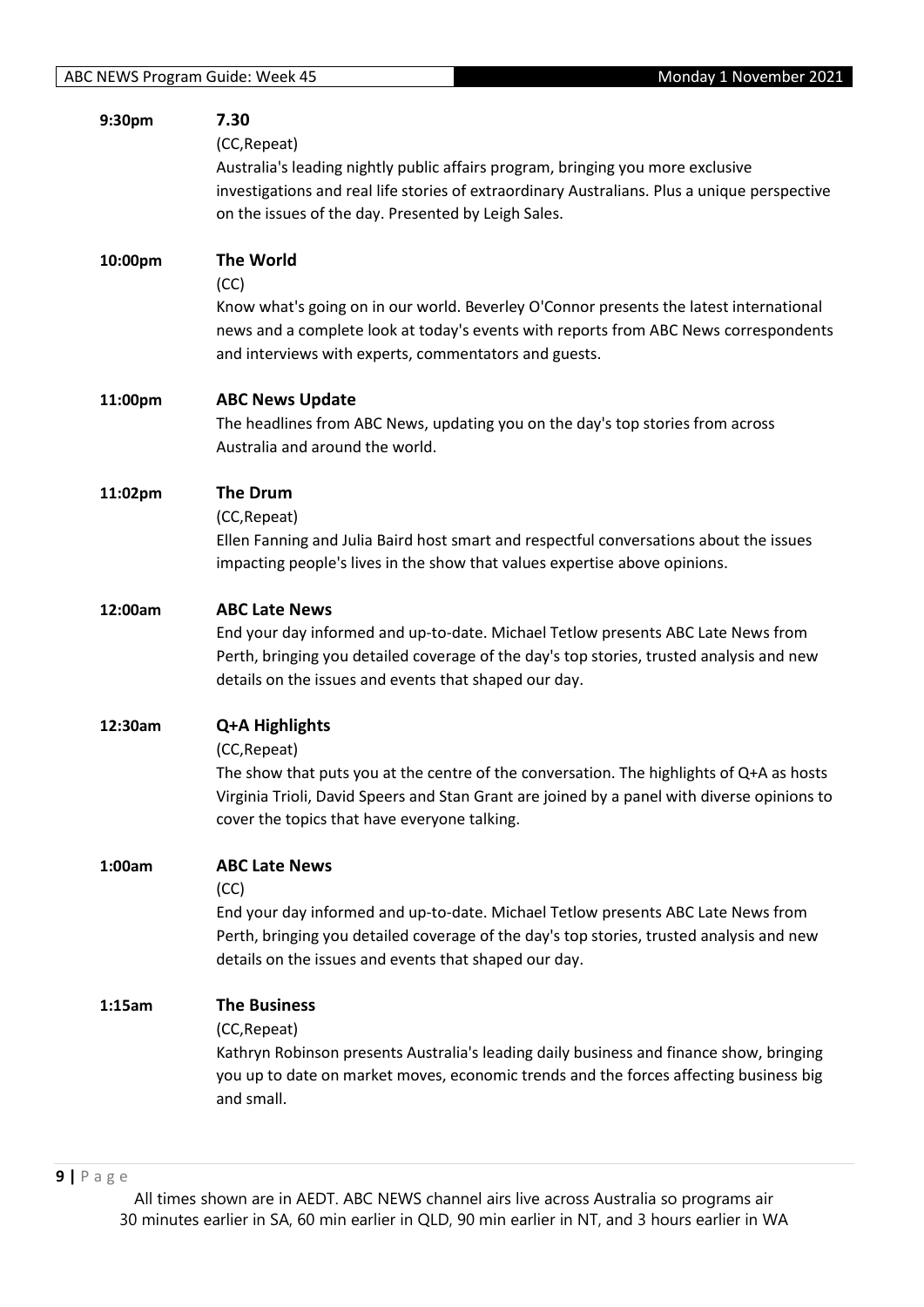**9:30pm** **7.30**

(CC,Repeat)

Australia's leading nightly public affairs program, bringing you more exclusive investigations and real life stories of extraordinary Australians. Plus a unique perspective on the issues of the day. Presented by Leigh Sales.

**10:00pm** **The World**

(CC)

Know what's going on in our world. Beverley O'Connor presents the latest international news and a complete look at today's events with reports from ABC News correspondents and interviews with experts, commentators and guests.

**11:00pm** **ABC News Update**

The headlines from ABC News, updating you on the day's top stories from across Australia and around the world.

**11:02pm** **The Drum**

(CC,Repeat)

Ellen Fanning and Julia Baird host smart and respectful conversations about the issues impacting people's lives in the show that values expertise above opinions.

**12:00am** **ABC Late News**

End your day informed and up-to-date. Michael Tetlow presents ABC Late News from Perth, bringing you detailed coverage of the day's top stories, trusted analysis and new details on the issues and events that shaped our day.

**12:30am** **Q+A Highlights**

(CC,Repeat)

The show that puts you at the centre of the conversation. The highlights of Q+A as hosts Virginia Trioli, David Speers and Stan Grant are joined by a panel with diverse opinions to cover the topics that have everyone talking.

**1:00am** **ABC Late News**

(CC)

End your day informed and up-to-date. Michael Tetlow presents ABC Late News from Perth, bringing you detailed coverage of the day's top stories, trusted analysis and new details on the issues and events that shaped our day.

**1:15am** **The Business**

(CC,Repeat)

Kathryn Robinson presents Australia's leading daily business and finance show, bringing you up to date on market moves, economic trends and the forces affecting business big and small.

All times shown are in AEDT. ABC NEWS channel airs live across Australia so programs air 30 minutes earlier in SA, 60 min earlier in QLD, 90 min earlier in NT, and 3 hours earlier in WA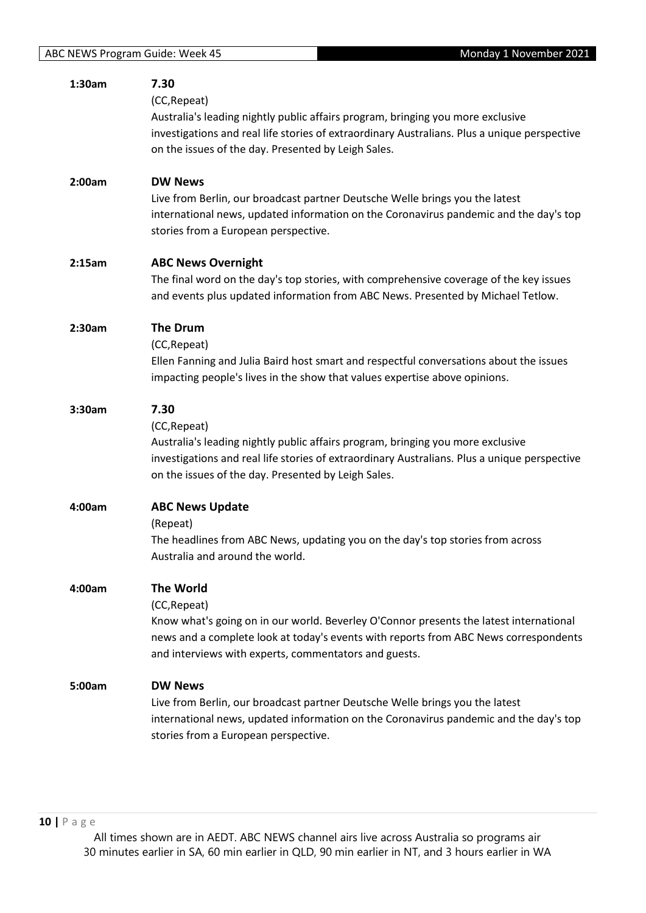**1:30am** **7.30**

(CC,Repeat)

Australia's leading nightly public affairs program, bringing you more exclusive investigations and real life stories of extraordinary Australians. Plus a unique perspective on the issues of the day. Presented by Leigh Sales.

**2:00am** **DW News**

Live from Berlin, our broadcast partner Deutsche Welle brings you the latest international news, updated information on the Coronavirus pandemic and the day's top stories from a European perspective.

**2:15am** **ABC News Overnight**

The final word on the day's top stories, with comprehensive coverage of the key issues and events plus updated information from ABC News. Presented by Michael Tetlow.

**2:30am** **The Drum**

(CC,Repeat)

Ellen Fanning and Julia Baird host smart and respectful conversations about the issues impacting people's lives in the show that values expertise above opinions.

**3:30am** **7.30**

(CC,Repeat)

Australia's leading nightly public affairs program, bringing you more exclusive investigations and real life stories of extraordinary Australians. Plus a unique perspective on the issues of the day. Presented by Leigh Sales.

**4:00am** **ABC News Update**

(Repeat)

The headlines from ABC News, updating you on the day's top stories from across Australia and around the world.

**4:00am** **The World**

(CC,Repeat)

Know what's going on in our world. Beverley O'Connor presents the latest international news and a complete look at today's events with reports from ABC News correspondents and interviews with experts, commentators and guests.

**5:00am** **DW News**

Live from Berlin, our broadcast partner Deutsche Welle brings you the latest international news, updated information on the Coronavirus pandemic and the day's top stories from a European perspective.

All times shown are in AEDT. ABC NEWS channel airs live across Australia so programs air 30 minutes earlier in SA, 60 min earlier in QLD, 90 min earlier in NT, and 3 hours earlier in WA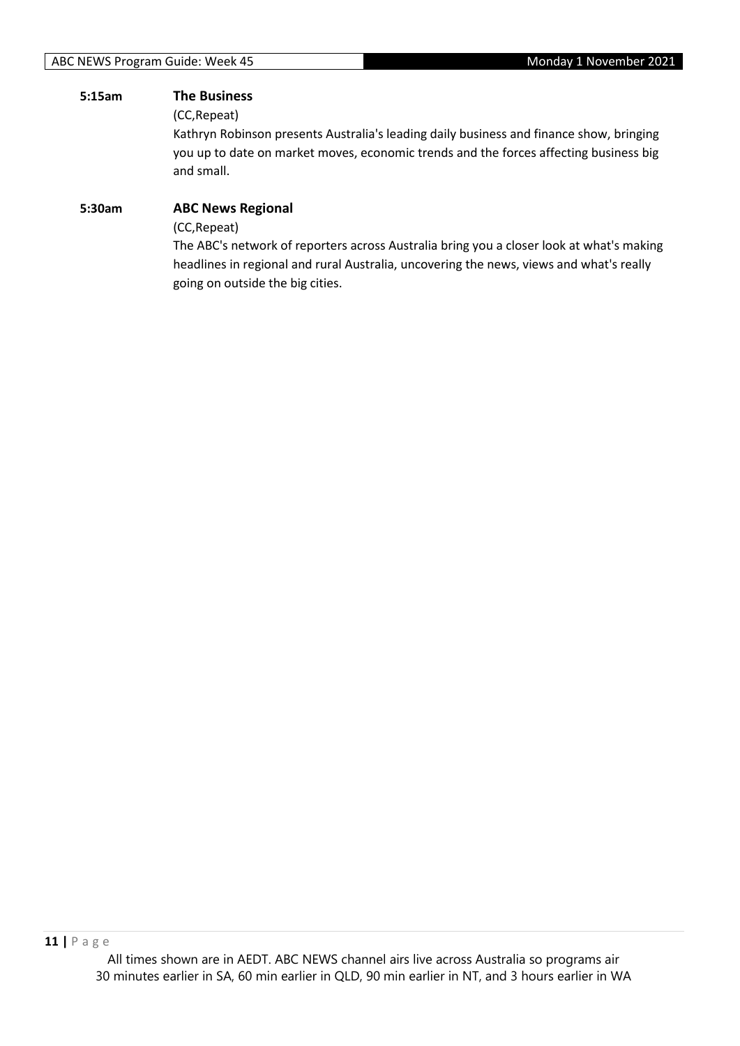**5:15am** **The Business**

(CC,Repeat)

Kathryn Robinson presents Australia's leading daily business and finance show, bringing you up to date on market moves, economic trends and the forces affecting business big and small.

**5:30am** **ABC News Regional**

(CC,Repeat)

The ABC's network of reporters across Australia bring you a closer look at what's making headlines in regional and rural Australia, uncovering the news, views and what's really going on outside the big cities.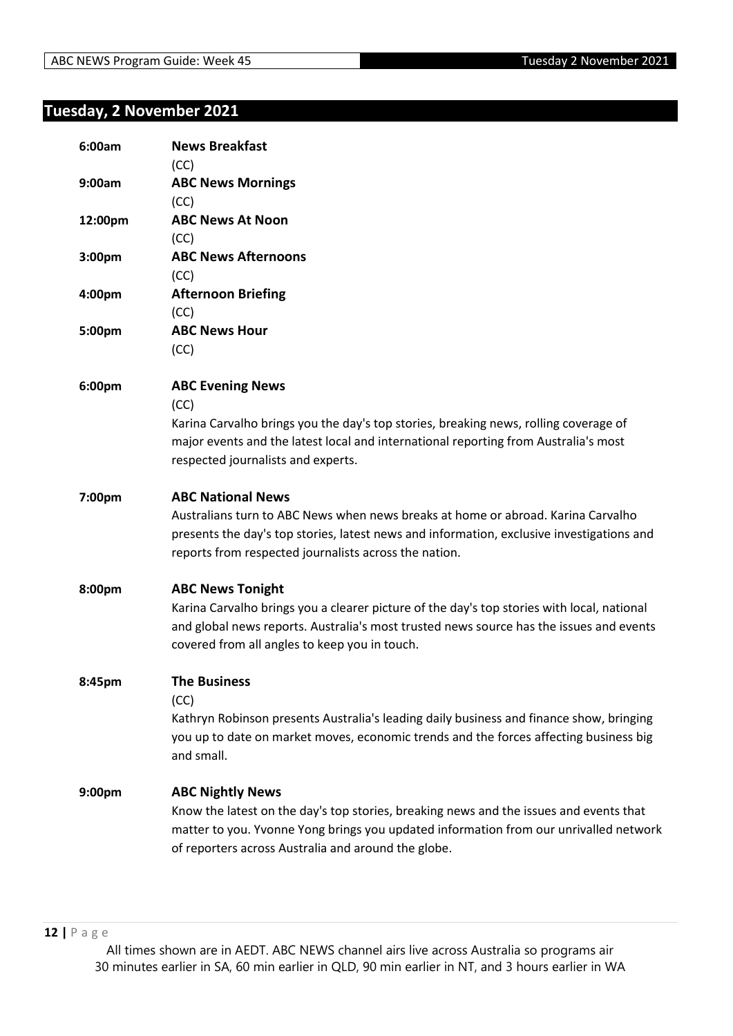## Tuesday, 2 November 2021

**6:00am** **News Breakfast**
(CC)

**9:00am** **ABC News Mornings**
(CC)

**12:00pm** **ABC News At Noon**
(CC)

**3:00pm** **ABC News Afternoons**
(CC)

**4:00pm** **Afternoon Briefing**
(CC)

**5:00pm** **ABC News Hour**
(CC)

**6:00pm** **ABC Evening News**
(CC)
Karina Carvalho brings you the day's top stories, breaking news, rolling coverage of major events and the latest local and international reporting from Australia's most respected journalists and experts.

**7:00pm** **ABC National News**
Australians turn to ABC News when news breaks at home or abroad. Karina Carvalho presents the day's top stories, latest news and information, exclusive investigations and reports from respected journalists across the nation.

**8:00pm** **ABC News Tonight**
Karina Carvalho brings you a clearer picture of the day's top stories with local, national and global news reports. Australia's most trusted news source has the issues and events covered from all angles to keep you in touch.

**8:45pm** **The Business**
(CC)
Kathryn Robinson presents Australia's leading daily business and finance show, bringing you up to date on market moves, economic trends and the forces affecting business big and small.

**9:00pm** **ABC Nightly News**
Know the latest on the day's top stories, breaking news and the issues and events that matter to you. Yvonne Yong brings you updated information from our unrivalled network of reporters across Australia and around the globe.

All times shown are in AEDT. ABC NEWS channel airs live across Australia so programs air 30 minutes earlier in SA, 60 min earlier in QLD, 90 min earlier in NT, and 3 hours earlier in WA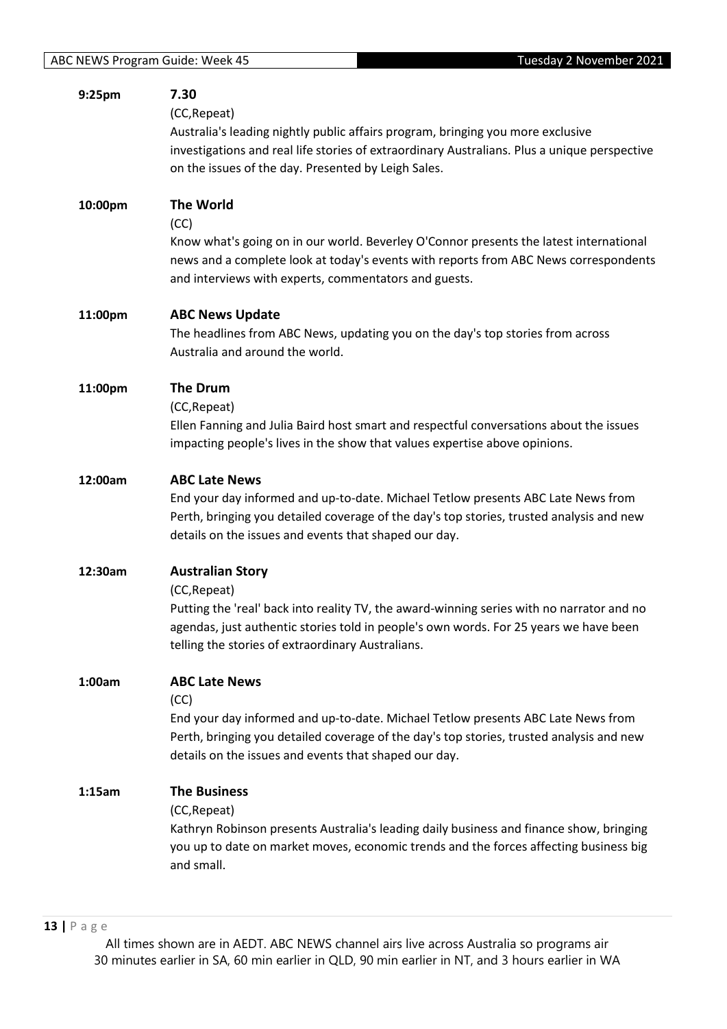**9:25pm** **7.30**
(CC,Repeat)
Australia's leading nightly public affairs program, bringing you more exclusive investigations and real life stories of extraordinary Australians. Plus a unique perspective on the issues of the day. Presented by Leigh Sales.

**10:00pm** **The World**
(CC)
Know what's going on in our world. Beverley O'Connor presents the latest international news and a complete look at today's events with reports from ABC News correspondents and interviews with experts, commentators and guests.

**11:00pm** **ABC News Update**
The headlines from ABC News, updating you on the day's top stories from across Australia and around the world.

**11:00pm** **The Drum**
(CC,Repeat)
Ellen Fanning and Julia Baird host smart and respectful conversations about the issues impacting people's lives in the show that values expertise above opinions.

**12:00am** **ABC Late News**
End your day informed and up-to-date. Michael Tetlow presents ABC Late News from Perth, bringing you detailed coverage of the day's top stories, trusted analysis and new details on the issues and events that shaped our day.

**12:30am** **Australian Story**
(CC,Repeat)
Putting the 'real' back into reality TV, the award-winning series with no narrator and no agendas, just authentic stories told in people's own words. For 25 years we have been telling the stories of extraordinary Australians.

**1:00am** **ABC Late News**
(CC)
End your day informed and up-to-date. Michael Tetlow presents ABC Late News from Perth, bringing you detailed coverage of the day's top stories, trusted analysis and new details on the issues and events that shaped our day.

**1:15am** **The Business**
(CC,Repeat)
Kathryn Robinson presents Australia's leading daily business and finance show, bringing you up to date on market moves, economic trends and the forces affecting business big and small.

All times shown are in AEDT. ABC NEWS channel airs live across Australia so programs air 30 minutes earlier in SA, 60 min earlier in QLD, 90 min earlier in NT, and 3 hours earlier in WA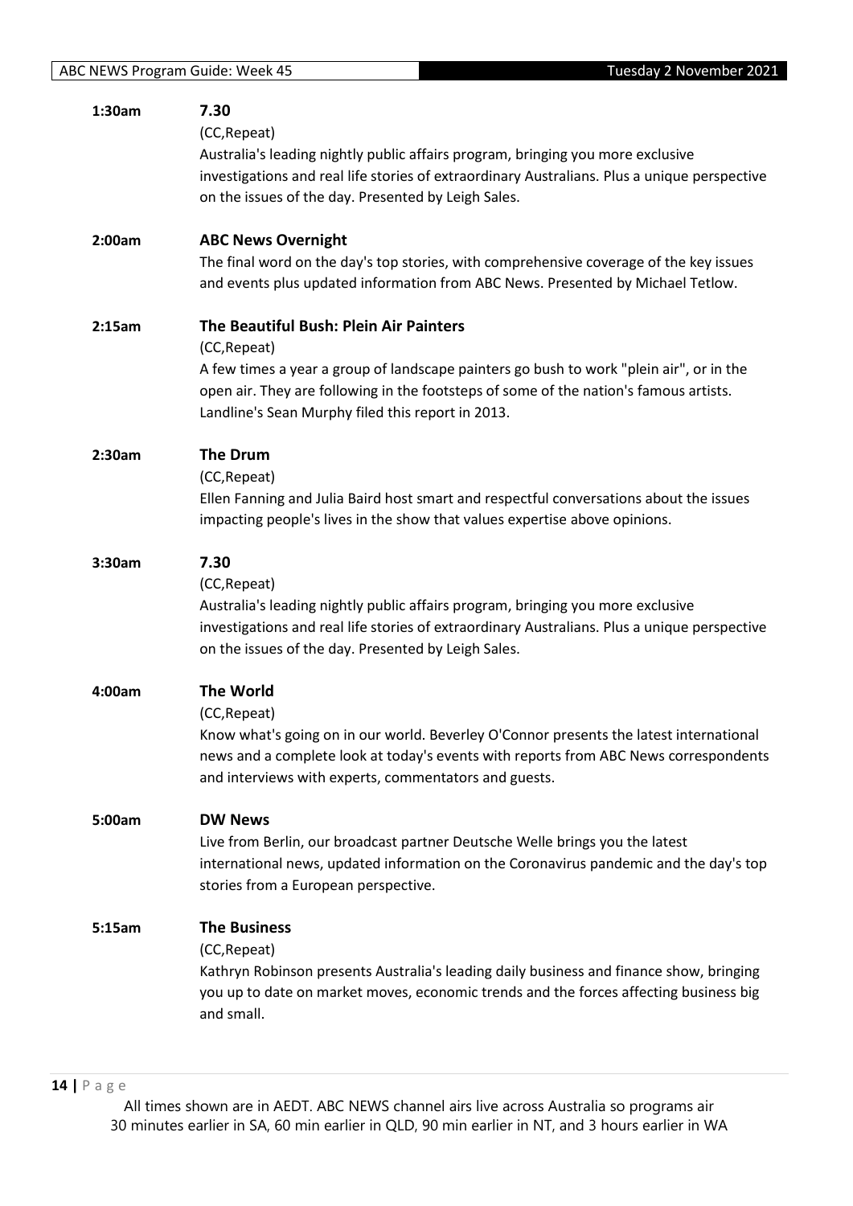**1:30am** **7.30**
(CC,Repeat)
Australia's leading nightly public affairs program, bringing you more exclusive investigations and real life stories of extraordinary Australians. Plus a unique perspective on the issues of the day. Presented by Leigh Sales.

**2:00am** **ABC News Overnight**
The final word on the day's top stories, with comprehensive coverage of the key issues and events plus updated information from ABC News. Presented by Michael Tetlow.

**2:15am** **The Beautiful Bush: Plein Air Painters**
(CC,Repeat)
A few times a year a group of landscape painters go bush to work "plein air", or in the open air. They are following in the footsteps of some of the nation's famous artists. Landline's Sean Murphy filed this report in 2013.

**2:30am** **The Drum**
(CC,Repeat)
Ellen Fanning and Julia Baird host smart and respectful conversations about the issues impacting people's lives in the show that values expertise above opinions.

**3:30am** **7.30**
(CC,Repeat)
Australia's leading nightly public affairs program, bringing you more exclusive investigations and real life stories of extraordinary Australians. Plus a unique perspective on the issues of the day. Presented by Leigh Sales.

**4:00am** **The World**
(CC,Repeat)
Know what's going on in our world. Beverley O'Connor presents the latest international news and a complete look at today's events with reports from ABC News correspondents and interviews with experts, commentators and guests.

**5:00am** **DW News**
Live from Berlin, our broadcast partner Deutsche Welle brings you the latest international news, updated information on the Coronavirus pandemic and the day's top stories from a European perspective.

**5:15am** **The Business**
(CC,Repeat)
Kathryn Robinson presents Australia's leading daily business and finance show, bringing you up to date on market moves, economic trends and the forces affecting business big and small.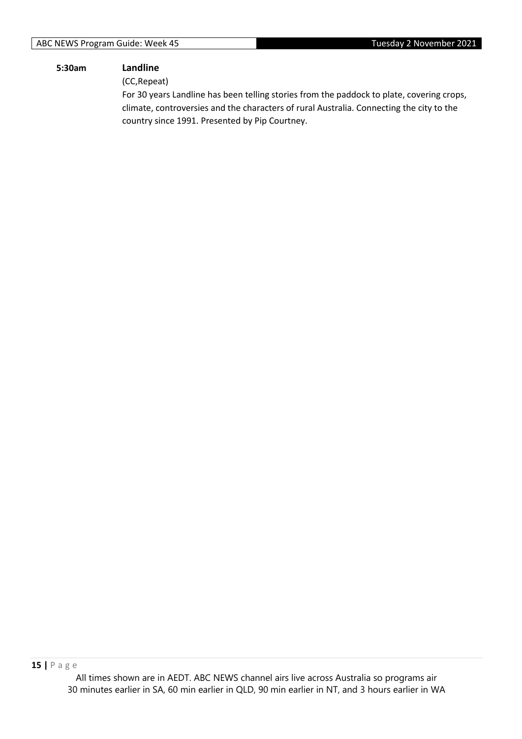**5:30am** **Landline**

(CC,Repeat)

For 30 years Landline has been telling stories from the paddock to plate, covering crops, climate, controversies and the characters of rural Australia. Connecting the city to the country since 1991. Presented by Pip Courtney.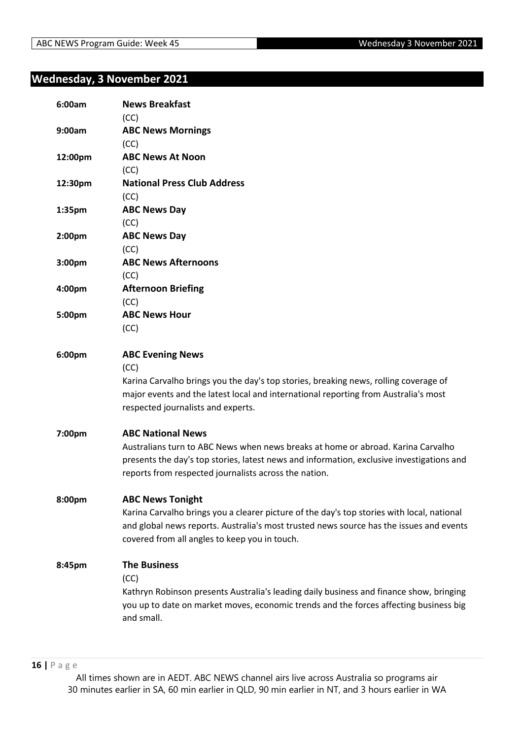## Wednesday, 3 November 2021

**6:00am** **News Breakfast**
(CC)

**9:00am** **ABC News Mornings**
(CC)

**12:00pm** **ABC News At Noon**
(CC)

**12:30pm** **National Press Club Address**
(CC)

**1:35pm** **ABC News Day**
(CC)

**2:00pm** **ABC News Day**
(CC)

**3:00pm** **ABC News Afternoons**
(CC)

**4:00pm** **Afternoon Briefing**
(CC)

**5:00pm** **ABC News Hour**
(CC)

**6:00pm** **ABC Evening News**
(CC)
Karina Carvalho brings you the day's top stories, breaking news, rolling coverage of major events and the latest local and international reporting from Australia's most respected journalists and experts.

**7:00pm** **ABC National News**
Australians turn to ABC News when news breaks at home or abroad. Karina Carvalho presents the day's top stories, latest news and information, exclusive investigations and reports from respected journalists across the nation.

**8:00pm** **ABC News Tonight**
Karina Carvalho brings you a clearer picture of the day's top stories with local, national and global news reports. Australia's most trusted news source has the issues and events covered from all angles to keep you in touch.

**8:45pm** **The Business**
(CC)
Kathryn Robinson presents Australia's leading daily business and finance show, bringing you up to date on market moves, economic trends and the forces affecting business big and small.

All times shown are in AEDT. ABC NEWS channel airs live across Australia so programs air 30 minutes earlier in SA, 60 min earlier in QLD, 90 min earlier in NT, and 3 hours earlier in WA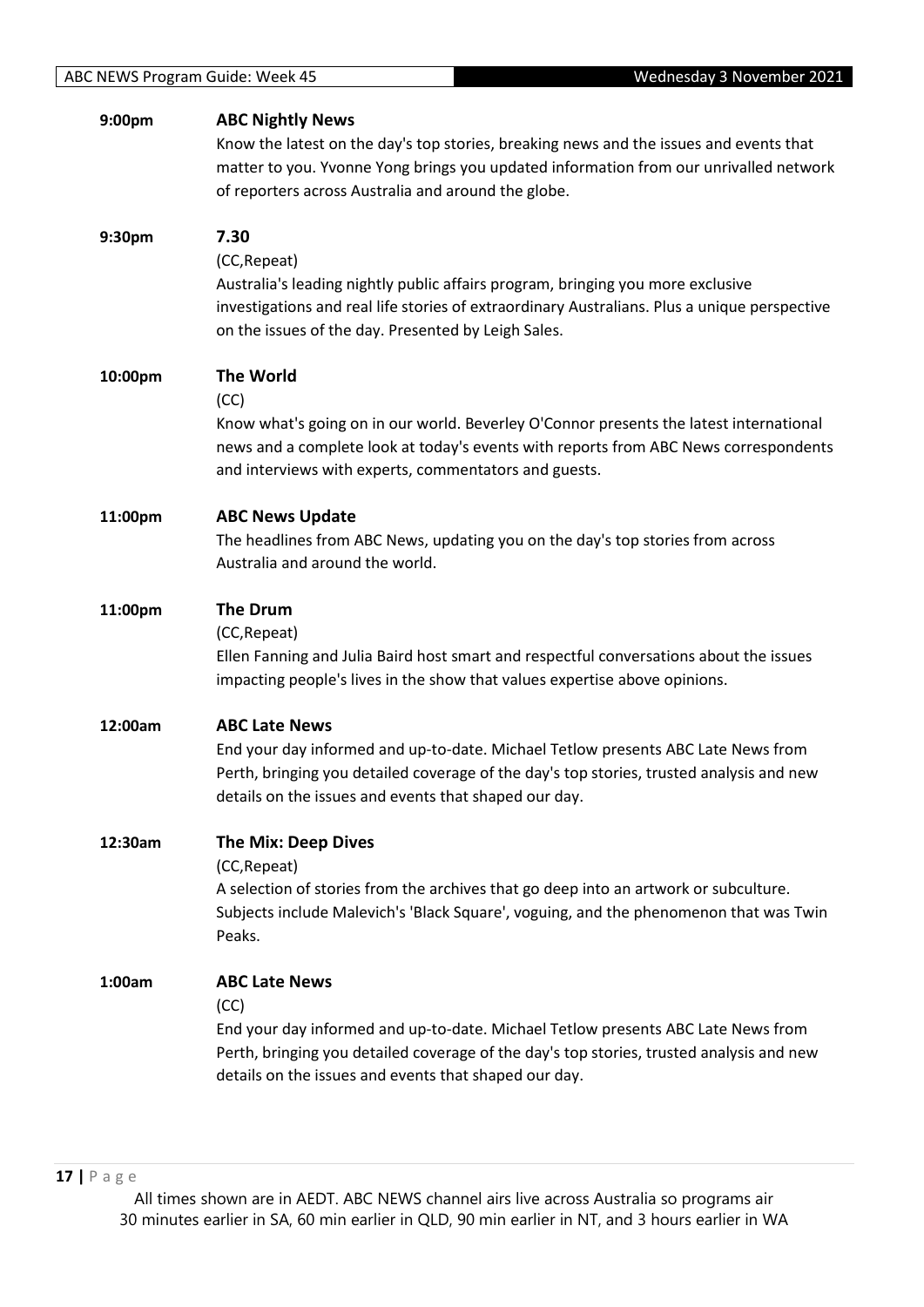**9:00pm** **ABC Nightly News**

Know the latest on the day's top stories, breaking news and the issues and events that matter to you. Yvonne Yong brings you updated information from our unrivalled network of reporters across Australia and around the globe.

**9:30pm** **7.30**

(CC,Repeat)

Australia's leading nightly public affairs program, bringing you more exclusive investigations and real life stories of extraordinary Australians. Plus a unique perspective on the issues of the day. Presented by Leigh Sales.

**10:00pm** **The World**

(CC)

Know what's going on in our world. Beverley O'Connor presents the latest international news and a complete look at today's events with reports from ABC News correspondents and interviews with experts, commentators and guests.

**11:00pm** **ABC News Update**

The headlines from ABC News, updating you on the day's top stories from across Australia and around the world.

**11:00pm** **The Drum**

(CC,Repeat)

Ellen Fanning and Julia Baird host smart and respectful conversations about the issues impacting people's lives in the show that values expertise above opinions.

**12:00am** **ABC Late News**

End your day informed and up-to-date. Michael Tetlow presents ABC Late News from Perth, bringing you detailed coverage of the day's top stories, trusted analysis and new details on the issues and events that shaped our day.

**12:30am** **The Mix: Deep Dives**

(CC,Repeat)

A selection of stories from the archives that go deep into an artwork or subculture. Subjects include Malevich's 'Black Square', voguing, and the phenomenon that was Twin Peaks.

**1:00am** **ABC Late News**

(CC)

End your day informed and up-to-date. Michael Tetlow presents ABC Late News from Perth, bringing you detailed coverage of the day's top stories, trusted analysis and new details on the issues and events that shaped our day.

All times shown are in AEDT. ABC NEWS channel airs live across Australia so programs air 30 minutes earlier in SA, 60 min earlier in QLD, 90 min earlier in NT, and 3 hours earlier in WA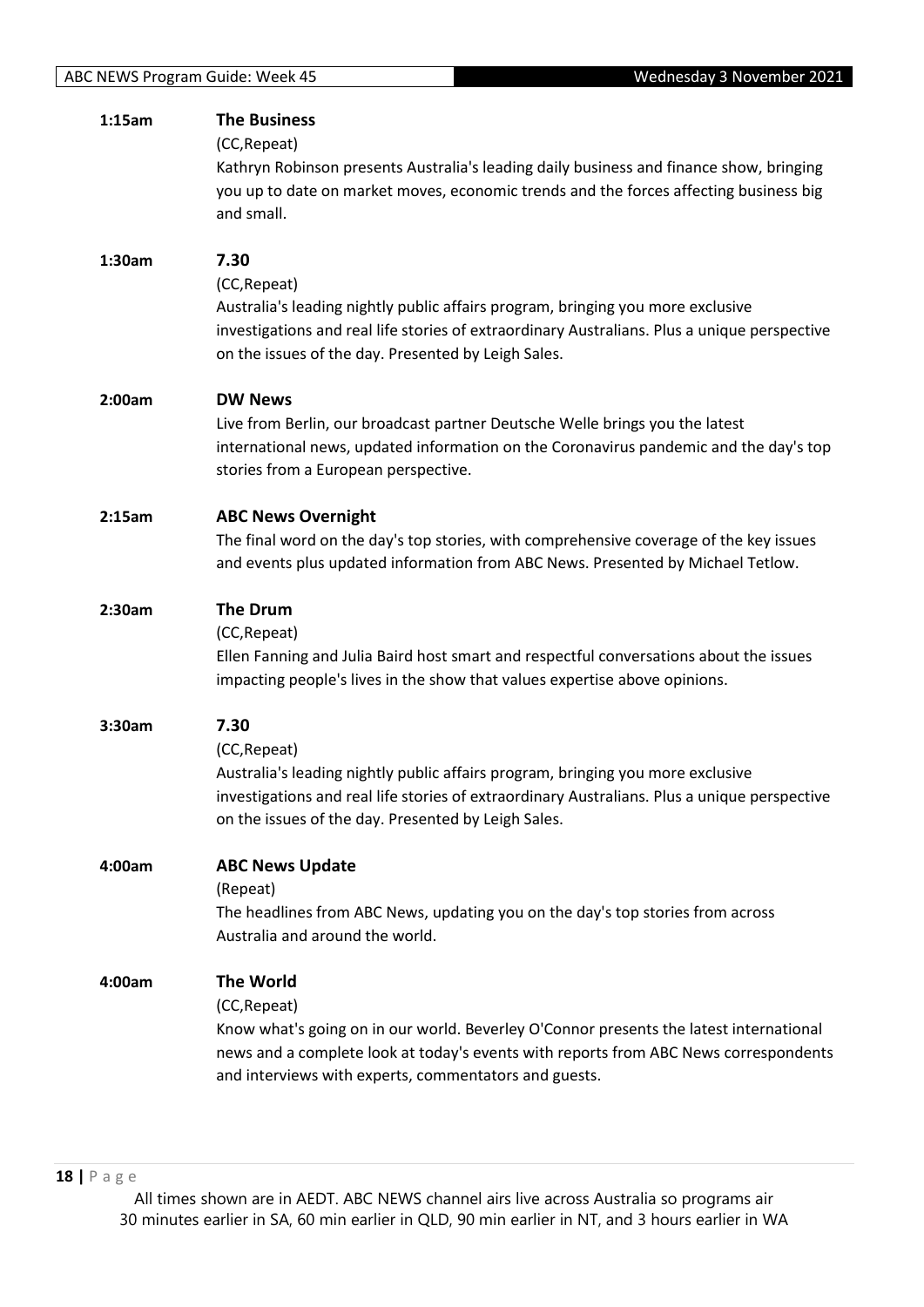**1:15am** **The Business**

(CC,Repeat)

Kathryn Robinson presents Australia's leading daily business and finance show, bringing you up to date on market moves, economic trends and the forces affecting business big and small.

**1:30am** **7.30**

(CC,Repeat)

Australia's leading nightly public affairs program, bringing you more exclusive investigations and real life stories of extraordinary Australians. Plus a unique perspective on the issues of the day. Presented by Leigh Sales.

**2:00am** **DW News**

Live from Berlin, our broadcast partner Deutsche Welle brings you the latest international news, updated information on the Coronavirus pandemic and the day's top stories from a European perspective.

**2:15am** **ABC News Overnight**

The final word on the day's top stories, with comprehensive coverage of the key issues and events plus updated information from ABC News. Presented by Michael Tetlow.

**2:30am** **The Drum**

(CC,Repeat)

Ellen Fanning and Julia Baird host smart and respectful conversations about the issues impacting people's lives in the show that values expertise above opinions.

**3:30am** **7.30**

(CC,Repeat)

Australia's leading nightly public affairs program, bringing you more exclusive investigations and real life stories of extraordinary Australians. Plus a unique perspective on the issues of the day. Presented by Leigh Sales.

**4:00am** **ABC News Update**

(Repeat)

The headlines from ABC News, updating you on the day's top stories from across Australia and around the world.

**4:00am** **The World**

(CC,Repeat)

Know what's going on in our world. Beverley O'Connor presents the latest international news and a complete look at today's events with reports from ABC News correspondents and interviews with experts, commentators and guests.

All times shown are in AEDT. ABC NEWS channel airs live across Australia so programs air 30 minutes earlier in SA, 60 min earlier in QLD, 90 min earlier in NT, and 3 hours earlier in WA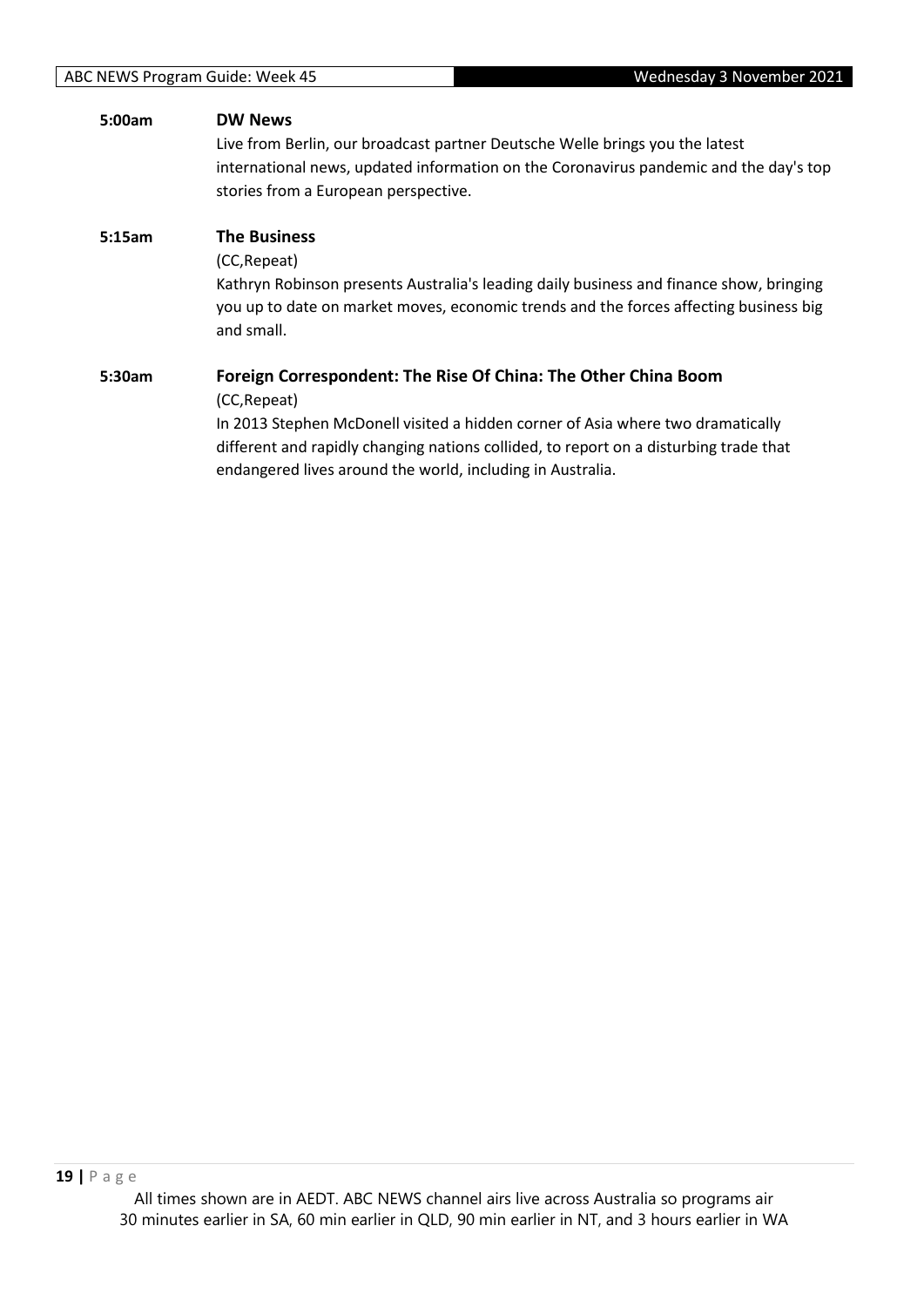**5:00am** **DW News**

Live from Berlin, our broadcast partner Deutsche Welle brings you the latest international news, updated information on the Coronavirus pandemic and the day's top stories from a European perspective.

**5:15am** **The Business**

(CC,Repeat)

Kathryn Robinson presents Australia's leading daily business and finance show, bringing you up to date on market moves, economic trends and the forces affecting business big and small.

**5:30am** **Foreign Correspondent: The Rise Of China: The Other China Boom**

(CC,Repeat)

In 2013 Stephen McDonell visited a hidden corner of Asia where two dramatically different and rapidly changing nations collided, to report on a disturbing trade that endangered lives around the world, including in Australia.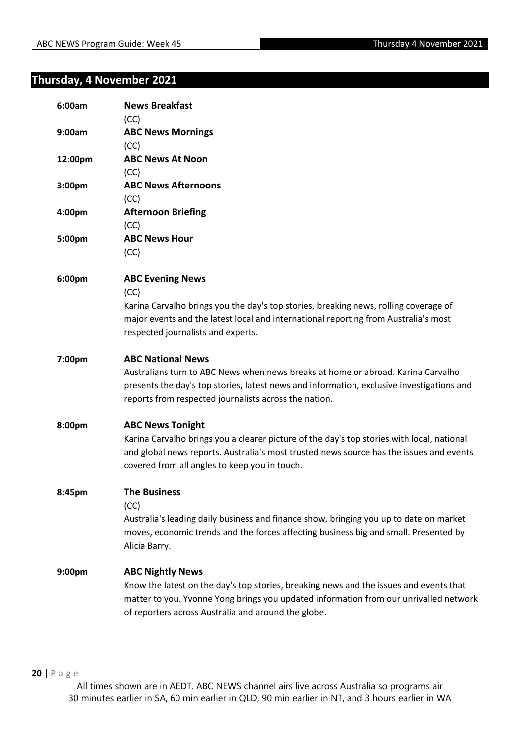## Thursday, 4 November 2021

**6:00am** **News Breakfast**
(CC)

**9:00am** **ABC News Mornings**
(CC)

**12:00pm** **ABC News At Noon**
(CC)

**3:00pm** **ABC News Afternoons**
(CC)

**4:00pm** **Afternoon Briefing**
(CC)

**5:00pm** **ABC News Hour**
(CC)

**6:00pm** **ABC Evening News**
(CC)
Karina Carvalho brings you the day's top stories, breaking news, rolling coverage of major events and the latest local and international reporting from Australia's most respected journalists and experts.

**7:00pm** **ABC National News**
Australians turn to ABC News when news breaks at home or abroad. Karina Carvalho presents the day's top stories, latest news and information, exclusive investigations and reports from respected journalists across the nation.

**8:00pm** **ABC News Tonight**
Karina Carvalho brings you a clearer picture of the day's top stories with local, national and global news reports. Australia's most trusted news source has the issues and events covered from all angles to keep you in touch.

**8:45pm** **The Business**
(CC)
Australia's leading daily business and finance show, bringing you up to date on market moves, economic trends and the forces affecting business big and small. Presented by Alicia Barry.

**9:00pm** **ABC Nightly News**
Know the latest on the day's top stories, breaking news and the issues and events that matter to you. Yvonne Yong brings you updated information from our unrivalled network of reporters across Australia and around the globe.

All times shown are in AEDT. ABC NEWS channel airs live across Australia so programs air 30 minutes earlier in SA, 60 min earlier in QLD, 90 min earlier in NT, and 3 hours earlier in WA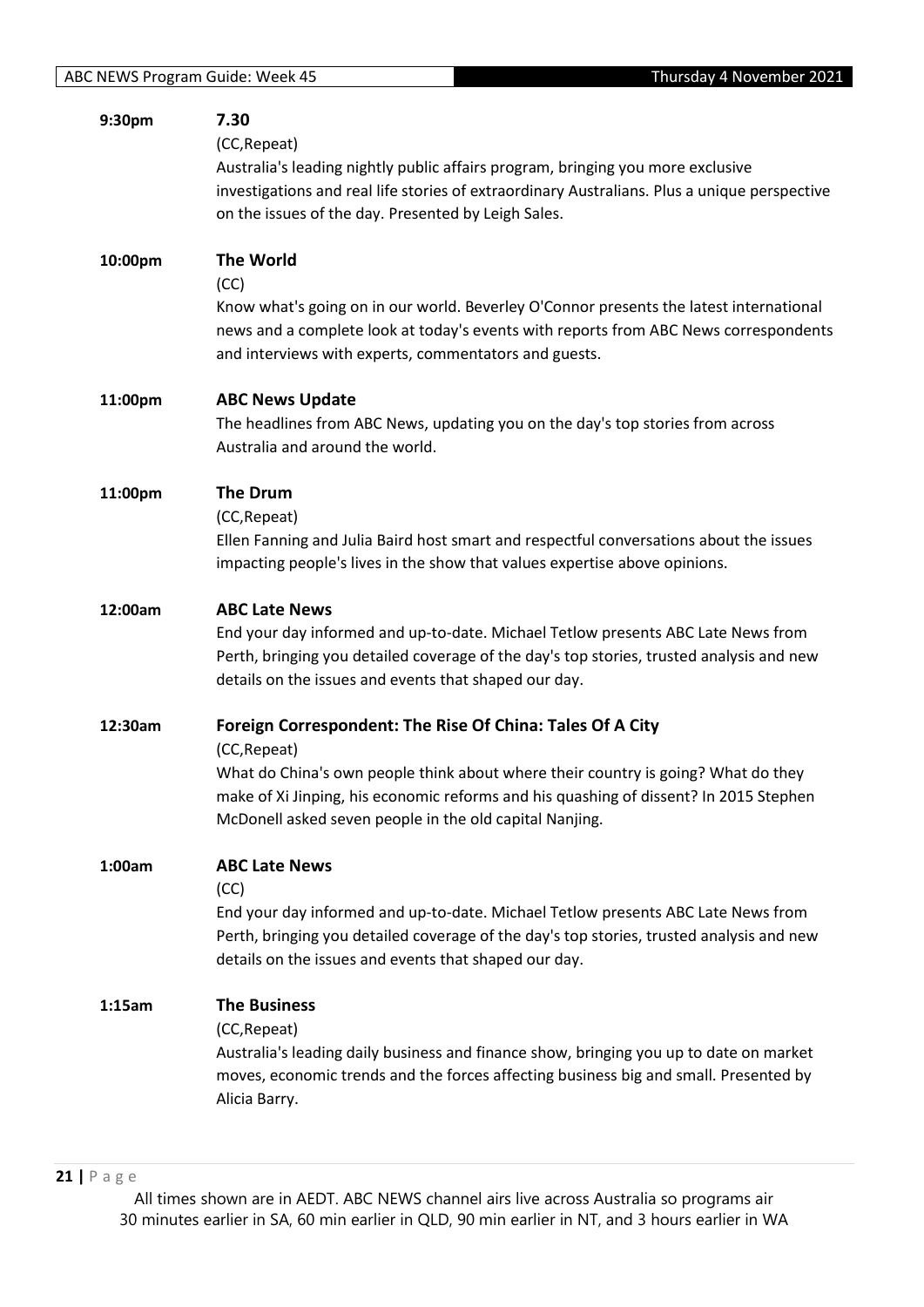**9:30pm** **7.30**

(CC,Repeat)

Australia's leading nightly public affairs program, bringing you more exclusive investigations and real life stories of extraordinary Australians. Plus a unique perspective on the issues of the day. Presented by Leigh Sales.

**10:00pm** **The World**

(CC)

Know what's going on in our world. Beverley O'Connor presents the latest international news and a complete look at today's events with reports from ABC News correspondents and interviews with experts, commentators and guests.

**11:00pm** **ABC News Update**

The headlines from ABC News, updating you on the day's top stories from across Australia and around the world.

**11:00pm** **The Drum**

(CC,Repeat)

Ellen Fanning and Julia Baird host smart and respectful conversations about the issues impacting people's lives in the show that values expertise above opinions.

**12:00am** **ABC Late News**

End your day informed and up-to-date. Michael Tetlow presents ABC Late News from Perth, bringing you detailed coverage of the day's top stories, trusted analysis and new details on the issues and events that shaped our day.

**12:30am** **Foreign Correspondent: The Rise Of China: Tales Of A City**

(CC,Repeat)

What do China's own people think about where their country is going? What do they make of Xi Jinping, his economic reforms and his quashing of dissent? In 2015 Stephen McDonell asked seven people in the old capital Nanjing.

**1:00am** **ABC Late News**

(CC)

End your day informed and up-to-date. Michael Tetlow presents ABC Late News from Perth, bringing you detailed coverage of the day's top stories, trusted analysis and new details on the issues and events that shaped our day.

**1:15am** **The Business**

(CC,Repeat)

Australia's leading daily business and finance show, bringing you up to date on market moves, economic trends and the forces affecting business big and small. Presented by Alicia Barry.

All times shown are in AEDT. ABC NEWS channel airs live across Australia so programs air 30 minutes earlier in SA, 60 min earlier in QLD, 90 min earlier in NT, and 3 hours earlier in WA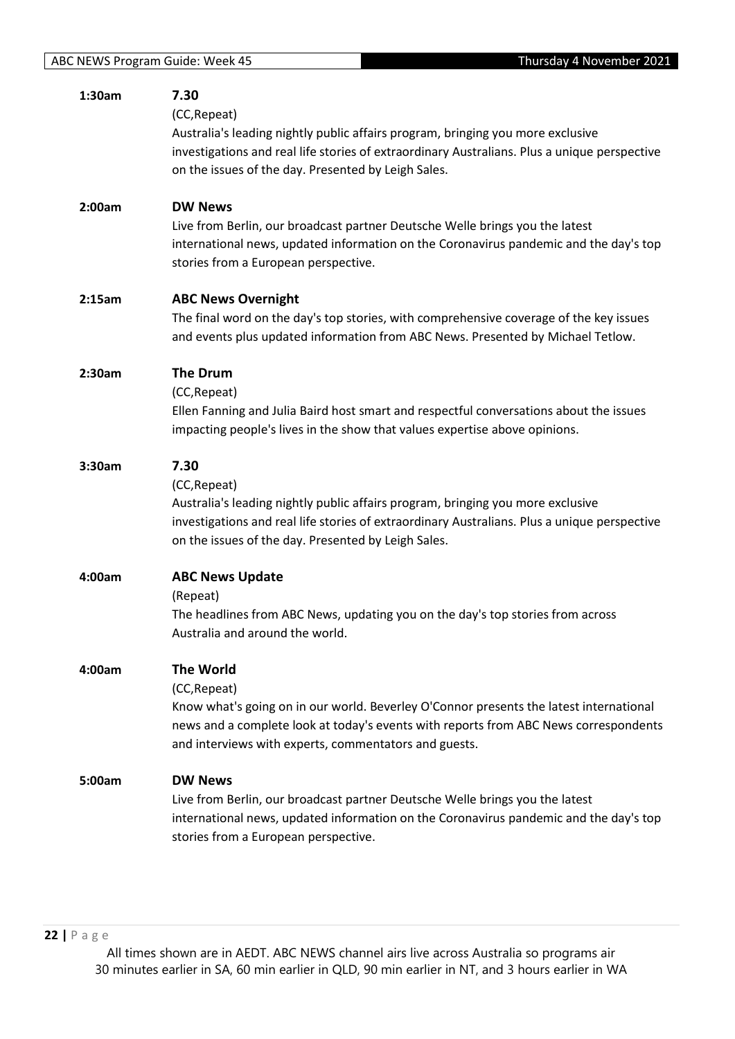**1:30am** **7.30**

(CC,Repeat)

Australia's leading nightly public affairs program, bringing you more exclusive investigations and real life stories of extraordinary Australians. Plus a unique perspective on the issues of the day. Presented by Leigh Sales.

**2:00am** **DW News**

Live from Berlin, our broadcast partner Deutsche Welle brings you the latest international news, updated information on the Coronavirus pandemic and the day's top stories from a European perspective.

**2:15am** **ABC News Overnight**

The final word on the day's top stories, with comprehensive coverage of the key issues and events plus updated information from ABC News. Presented by Michael Tetlow.

**2:30am** **The Drum**

(CC,Repeat)

Ellen Fanning and Julia Baird host smart and respectful conversations about the issues impacting people's lives in the show that values expertise above opinions.

**3:30am** **7.30**

(CC,Repeat)

Australia's leading nightly public affairs program, bringing you more exclusive investigations and real life stories of extraordinary Australians. Plus a unique perspective on the issues of the day. Presented by Leigh Sales.

**4:00am** **ABC News Update**

(Repeat)

The headlines from ABC News, updating you on the day's top stories from across Australia and around the world.

**4:00am** **The World**

(CC,Repeat)

Know what's going on in our world. Beverley O'Connor presents the latest international news and a complete look at today's events with reports from ABC News correspondents and interviews with experts, commentators and guests.

**5:00am** **DW News**

Live from Berlin, our broadcast partner Deutsche Welle brings you the latest international news, updated information on the Coronavirus pandemic and the day's top stories from a European perspective.

All times shown are in AEDT. ABC NEWS channel airs live across Australia so programs air 30 minutes earlier in SA, 60 min earlier in QLD, 90 min earlier in NT, and 3 hours earlier in WA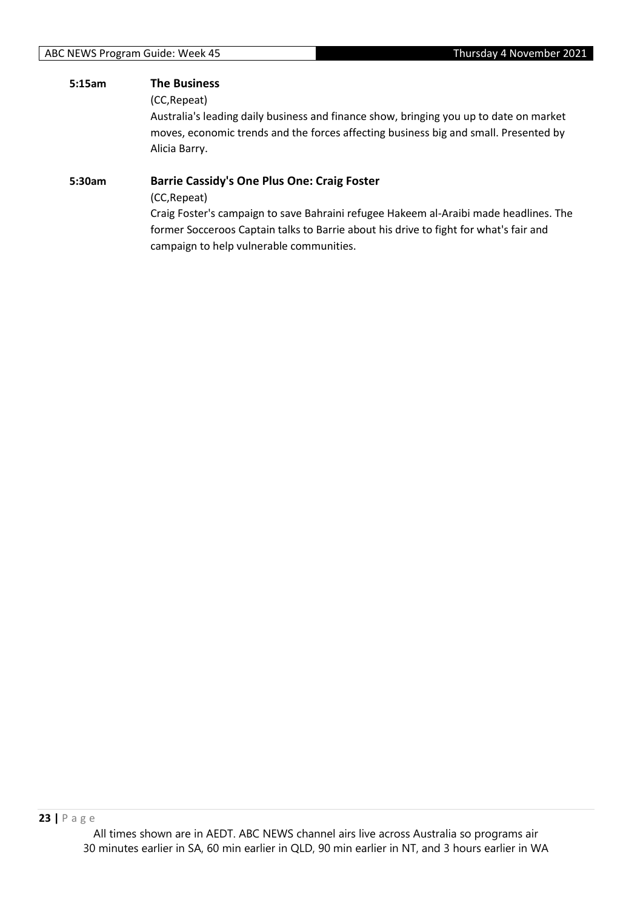**5:15am** **The Business**

(CC,Repeat)

Australia's leading daily business and finance show, bringing you up to date on market moves, economic trends and the forces affecting business big and small. Presented by Alicia Barry.

**5:30am** **Barrie Cassidy's One Plus One: Craig Foster**

(CC,Repeat)

Craig Foster's campaign to save Bahraini refugee Hakeem al-Araibi made headlines. The former Socceroos Captain talks to Barrie about his drive to fight for what's fair and campaign to help vulnerable communities.

All times shown are in AEDT. ABC NEWS channel airs live across Australia so programs air 30 minutes earlier in SA, 60 min earlier in QLD, 90 min earlier in NT, and 3 hours earlier in WA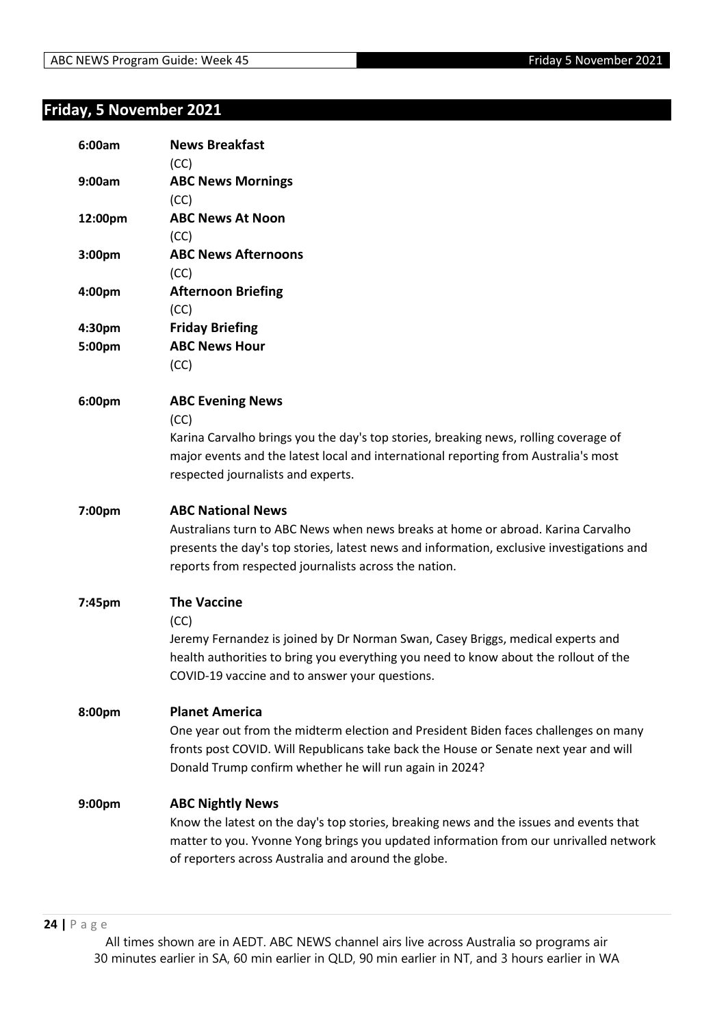## Friday, 5 November 2021

**6:00am** **News Breakfast**
(CC)

**9:00am** **ABC News Mornings**
(CC)

**12:00pm** **ABC News At Noon**
(CC)

**3:00pm** **ABC News Afternoons**
(CC)

**4:00pm** **Afternoon Briefing**
(CC)

**4:30pm** **Friday Briefing**

**5:00pm** **ABC News Hour**
(CC)

**6:00pm** **ABC Evening News**
(CC)
Karina Carvalho brings you the day's top stories, breaking news, rolling coverage of major events and the latest local and international reporting from Australia's most respected journalists and experts.

**7:00pm** **ABC National News**
Australians turn to ABC News when news breaks at home or abroad. Karina Carvalho presents the day's top stories, latest news and information, exclusive investigations and reports from respected journalists across the nation.

**7:45pm** **The Vaccine**
(CC)
Jeremy Fernandez is joined by Dr Norman Swan, Casey Briggs, medical experts and health authorities to bring you everything you need to know about the rollout of the COVID-19 vaccine and to answer your questions.

**8:00pm** **Planet America**
One year out from the midterm election and President Biden faces challenges on many fronts post COVID. Will Republicans take back the House or Senate next year and will Donald Trump confirm whether he will run again in 2024?

**9:00pm** **ABC Nightly News**
Know the latest on the day's top stories, breaking news and the issues and events that matter to you. Yvonne Yong brings you updated information from our unrivalled network of reporters across Australia and around the globe.

All times shown are in AEDT. ABC NEWS channel airs live across Australia so programs air 30 minutes earlier in SA, 60 min earlier in QLD, 90 min earlier in NT, and 3 hours earlier in WA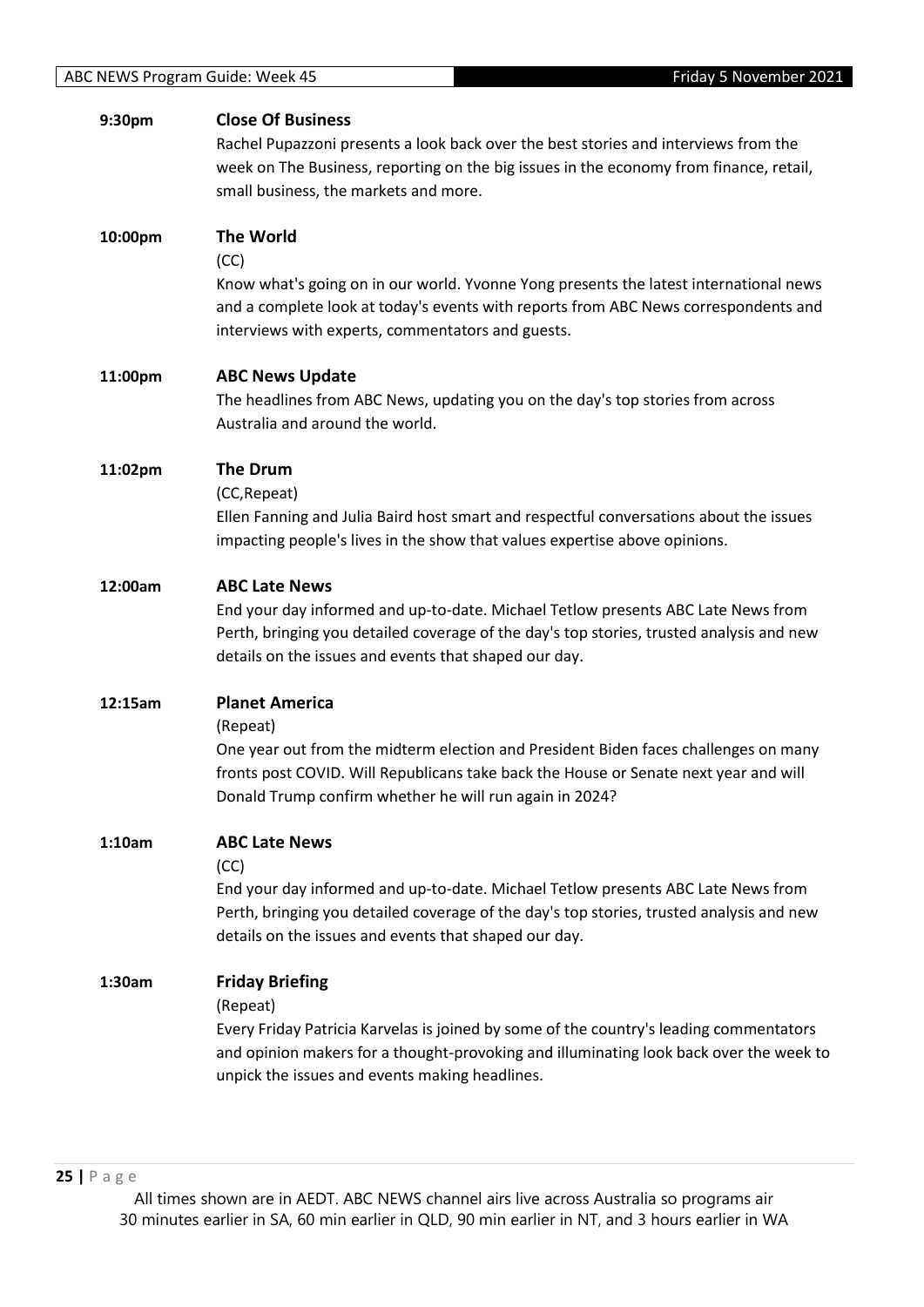**9:30pm** **Close Of Business**

Rachel Pupazzoni presents a look back over the best stories and interviews from the week on The Business, reporting on the big issues in the economy from finance, retail, small business, the markets and more.

**10:00pm** **The World**

(CC)

Know what's going on in our world. Yvonne Yong presents the latest international news and a complete look at today's events with reports from ABC News correspondents and interviews with experts, commentators and guests.

**11:00pm** **ABC News Update**

The headlines from ABC News, updating you on the day's top stories from across Australia and around the world.

**11:02pm** **The Drum**

(CC,Repeat)

Ellen Fanning and Julia Baird host smart and respectful conversations about the issues impacting people's lives in the show that values expertise above opinions.

**12:00am** **ABC Late News**

End your day informed and up-to-date. Michael Tetlow presents ABC Late News from Perth, bringing you detailed coverage of the day's top stories, trusted analysis and new details on the issues and events that shaped our day.

**12:15am** **Planet America**

(Repeat)

One year out from the midterm election and President Biden faces challenges on many fronts post COVID. Will Republicans take back the House or Senate next year and will Donald Trump confirm whether he will run again in 2024?

**1:10am** **ABC Late News**

(CC)

End your day informed and up-to-date. Michael Tetlow presents ABC Late News from Perth, bringing you detailed coverage of the day's top stories, trusted analysis and new details on the issues and events that shaped our day.

**1:30am** **Friday Briefing**

(Repeat)

Every Friday Patricia Karvelas is joined by some of the country's leading commentators and opinion makers for a thought-provoking and illuminating look back over the week to unpick the issues and events making headlines.

All times shown are in AEDT. ABC NEWS channel airs live across Australia so programs air 30 minutes earlier in SA, 60 min earlier in QLD, 90 min earlier in NT, and 3 hours earlier in WA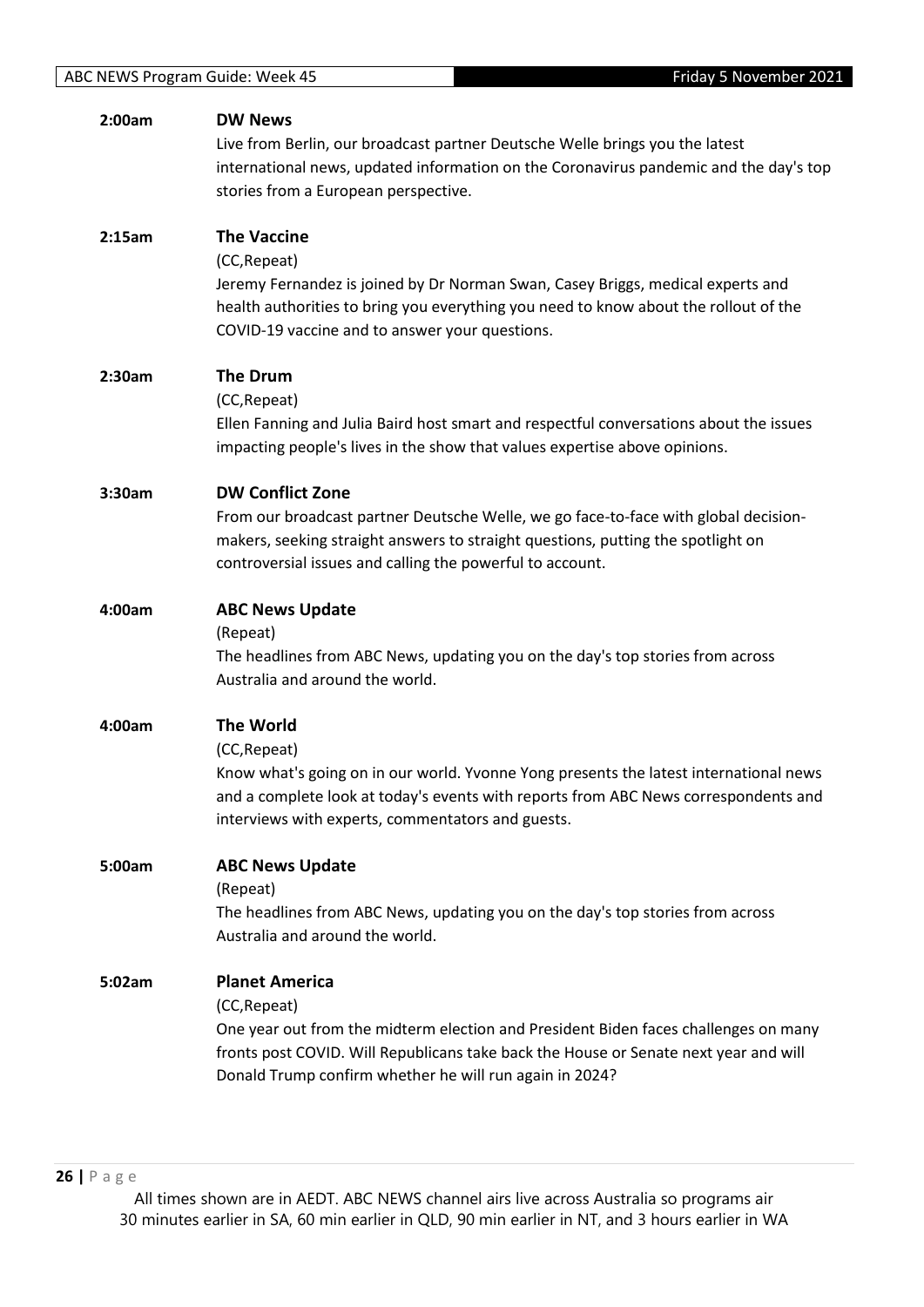**2:00am** **DW News**

Live from Berlin, our broadcast partner Deutsche Welle brings you the latest international news, updated information on the Coronavirus pandemic and the day's top stories from a European perspective.

**2:15am** **The Vaccine**

(CC,Repeat)

Jeremy Fernandez is joined by Dr Norman Swan, Casey Briggs, medical experts and health authorities to bring you everything you need to know about the rollout of the COVID-19 vaccine and to answer your questions.

**2:30am** **The Drum**

(CC,Repeat)

Ellen Fanning and Julia Baird host smart and respectful conversations about the issues impacting people's lives in the show that values expertise above opinions.

**3:30am** **DW Conflict Zone**

From our broadcast partner Deutsche Welle, we go face-to-face with global decision-makers, seeking straight answers to straight questions, putting the spotlight on controversial issues and calling the powerful to account.

**4:00am** **ABC News Update**

(Repeat)

The headlines from ABC News, updating you on the day's top stories from across Australia and around the world.

**4:00am** **The World**

(CC,Repeat)

Know what's going on in our world. Yvonne Yong presents the latest international news and a complete look at today's events with reports from ABC News correspondents and interviews with experts, commentators and guests.

**5:00am** **ABC News Update**

(Repeat)

The headlines from ABC News, updating you on the day's top stories from across Australia and around the world.

**5:02am** **Planet America**

(CC,Repeat)

One year out from the midterm election and President Biden faces challenges on many fronts post COVID. Will Republicans take back the House or Senate next year and will Donald Trump confirm whether he will run again in 2024?

All times shown are in AEDT. ABC NEWS channel airs live across Australia so programs air 30 minutes earlier in SA, 60 min earlier in QLD, 90 min earlier in NT, and 3 hours earlier in WA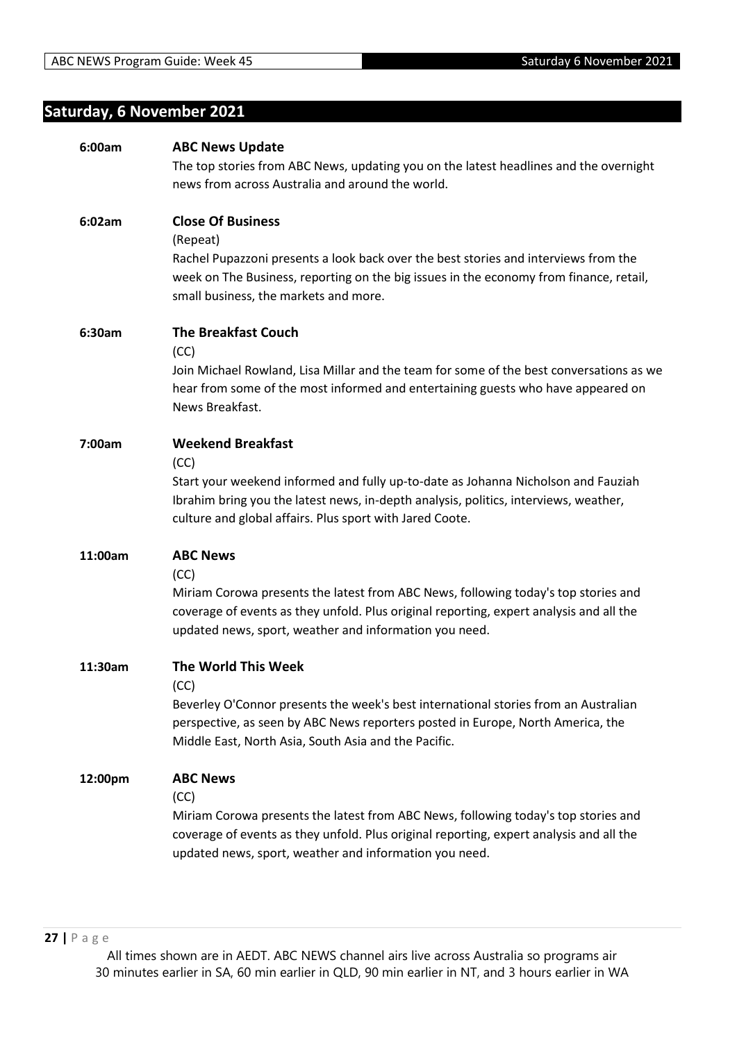## Saturday, 6 November 2021

**6:00am** **ABC News Update**

The top stories from ABC News, updating you on the latest headlines and the overnight news from across Australia and around the world.

**6:02am** **Close Of Business**

(Repeat)

Rachel Pupazzoni presents a look back over the best stories and interviews from the week on The Business, reporting on the big issues in the economy from finance, retail, small business, the markets and more.

**6:30am** **The Breakfast Couch**

(CC)

Join Michael Rowland, Lisa Millar and the team for some of the best conversations as we hear from some of the most informed and entertaining guests who have appeared on News Breakfast.

**7:00am** **Weekend Breakfast**

(CC)

Start your weekend informed and fully up-to-date as Johanna Nicholson and Fauziah Ibrahim bring you the latest news, in-depth analysis, politics, interviews, weather, culture and global affairs. Plus sport with Jared Coote.

**11:00am** **ABC News**

(CC)

Miriam Corowa presents the latest from ABC News, following today's top stories and coverage of events as they unfold. Plus original reporting, expert analysis and all the updated news, sport, weather and information you need.

**11:30am** **The World This Week**

(CC)

Beverley O'Connor presents the week's best international stories from an Australian perspective, as seen by ABC News reporters posted in Europe, North America, the Middle East, North Asia, South Asia and the Pacific.

**12:00pm** **ABC News**

(CC)

Miriam Corowa presents the latest from ABC News, following today's top stories and coverage of events as they unfold. Plus original reporting, expert analysis and all the updated news, sport, weather and information you need.

All times shown are in AEDT. ABC NEWS channel airs live across Australia so programs air 30 minutes earlier in SA, 60 min earlier in QLD, 90 min earlier in NT, and 3 hours earlier in WA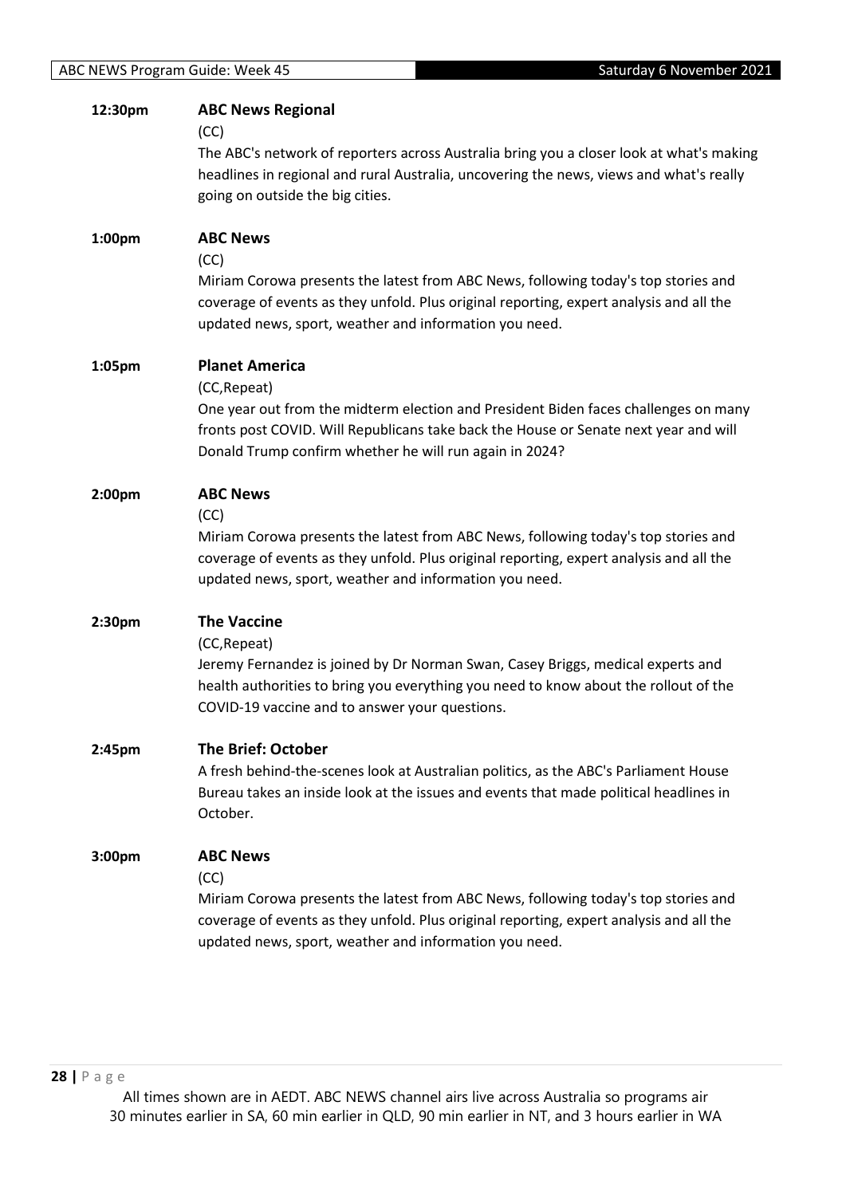**12:30pm** **ABC News Regional**

(CC)

The ABC's network of reporters across Australia bring you a closer look at what's making headlines in regional and rural Australia, uncovering the news, views and what's really going on outside the big cities.

**1:00pm** **ABC News**

(CC)

Miriam Corowa presents the latest from ABC News, following today's top stories and coverage of events as they unfold. Plus original reporting, expert analysis and all the updated news, sport, weather and information you need.

**1:05pm** **Planet America**

(CC,Repeat)

One year out from the midterm election and President Biden faces challenges on many fronts post COVID. Will Republicans take back the House or Senate next year and will Donald Trump confirm whether he will run again in 2024?

**2:00pm** **ABC News**

(CC)

Miriam Corowa presents the latest from ABC News, following today's top stories and coverage of events as they unfold. Plus original reporting, expert analysis and all the updated news, sport, weather and information you need.

**2:30pm** **The Vaccine**

(CC,Repeat)

Jeremy Fernandez is joined by Dr Norman Swan, Casey Briggs, medical experts and health authorities to bring you everything you need to know about the rollout of the COVID-19 vaccine and to answer your questions.

**2:45pm** **The Brief: October**

A fresh behind-the-scenes look at Australian politics, as the ABC's Parliament House Bureau takes an inside look at the issues and events that made political headlines in October.

**3:00pm** **ABC News**

(CC)

Miriam Corowa presents the latest from ABC News, following today's top stories and coverage of events as they unfold. Plus original reporting, expert analysis and all the updated news, sport, weather and information you need.

All times shown are in AEDT. ABC NEWS channel airs live across Australia so programs air 30 minutes earlier in SA, 60 min earlier in QLD, 90 min earlier in NT, and 3 hours earlier in WA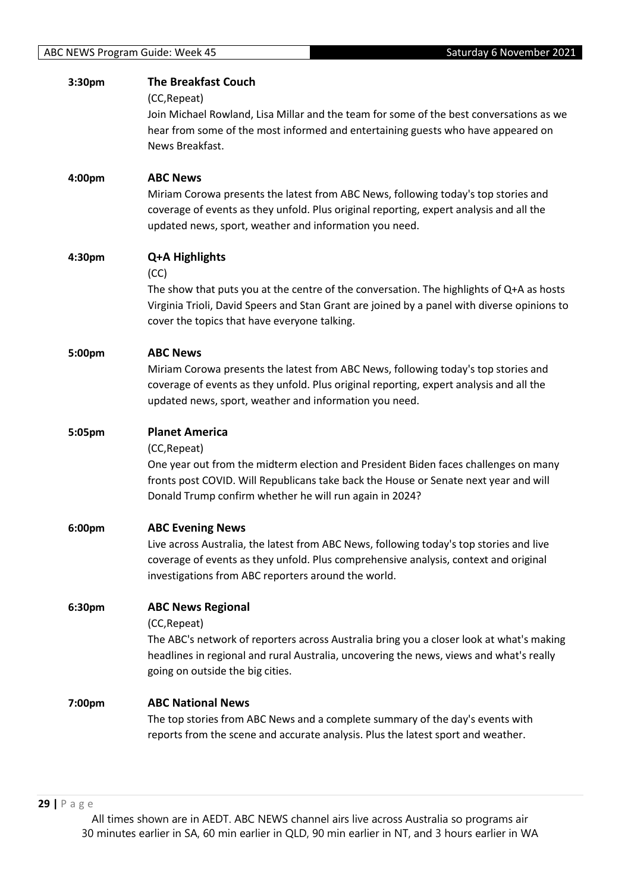**3:30pm** **The Breakfast Couch**

(CC,Repeat)

Join Michael Rowland, Lisa Millar and the team for some of the best conversations as we hear from some of the most informed and entertaining guests who have appeared on News Breakfast.

**4:00pm** **ABC News**

Miriam Corowa presents the latest from ABC News, following today's top stories and coverage of events as they unfold. Plus original reporting, expert analysis and all the updated news, sport, weather and information you need.

**4:30pm** **Q+A Highlights**

(CC)

The show that puts you at the centre of the conversation. The highlights of Q+A as hosts Virginia Trioli, David Speers and Stan Grant are joined by a panel with diverse opinions to cover the topics that have everyone talking.

**5:00pm** **ABC News**

Miriam Corowa presents the latest from ABC News, following today's top stories and coverage of events as they unfold. Plus original reporting, expert analysis and all the updated news, sport, weather and information you need.

**5:05pm** **Planet America**

(CC,Repeat)

One year out from the midterm election and President Biden faces challenges on many fronts post COVID. Will Republicans take back the House or Senate next year and will Donald Trump confirm whether he will run again in 2024?

**6:00pm** **ABC Evening News**

Live across Australia, the latest from ABC News, following today's top stories and live coverage of events as they unfold. Plus comprehensive analysis, context and original investigations from ABC reporters around the world.

**6:30pm** **ABC News Regional**

(CC,Repeat)

The ABC's network of reporters across Australia bring you a closer look at what's making headlines in regional and rural Australia, uncovering the news, views and what's really going on outside the big cities.

**7:00pm** **ABC National News**

The top stories from ABC News and a complete summary of the day's events with reports from the scene and accurate analysis. Plus the latest sport and weather.

All times shown are in AEDT. ABC NEWS channel airs live across Australia so programs air 30 minutes earlier in SA, 60 min earlier in QLD, 90 min earlier in NT, and 3 hours earlier in WA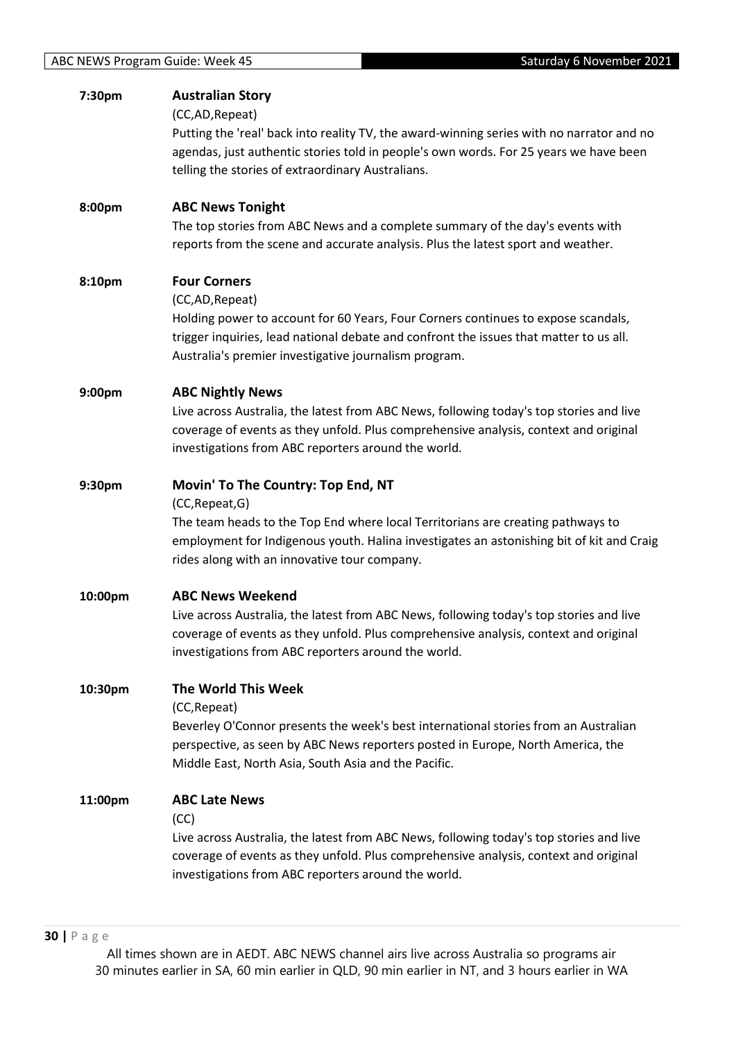**7:30pm** **Australian Story**

(CC,AD,Repeat)

Putting the 'real' back into reality TV, the award-winning series with no narrator and no agendas, just authentic stories told in people's own words. For 25 years we have been telling the stories of extraordinary Australians.

**8:00pm** **ABC News Tonight**

The top stories from ABC News and a complete summary of the day's events with reports from the scene and accurate analysis. Plus the latest sport and weather.

**8:10pm** **Four Corners**

(CC,AD,Repeat)

Holding power to account for 60 Years, Four Corners continues to expose scandals, trigger inquiries, lead national debate and confront the issues that matter to us all. Australia's premier investigative journalism program.

**9:00pm** **ABC Nightly News**

Live across Australia, the latest from ABC News, following today's top stories and live coverage of events as they unfold. Plus comprehensive analysis, context and original investigations from ABC reporters around the world.

**9:30pm** **Movin' To The Country: Top End, NT**

(CC,Repeat,G)

The team heads to the Top End where local Territorians are creating pathways to employment for Indigenous youth. Halina investigates an astonishing bit of kit and Craig rides along with an innovative tour company.

**10:00pm** **ABC News Weekend**

Live across Australia, the latest from ABC News, following today's top stories and live coverage of events as they unfold. Plus comprehensive analysis, context and original investigations from ABC reporters around the world.

**10:30pm** **The World This Week**

(CC,Repeat)

Beverley O'Connor presents the week's best international stories from an Australian perspective, as seen by ABC News reporters posted in Europe, North America, the Middle East, North Asia, South Asia and the Pacific.

**11:00pm** **ABC Late News**

(CC)

Live across Australia, the latest from ABC News, following today's top stories and live coverage of events as they unfold. Plus comprehensive analysis, context and original investigations from ABC reporters around the world.

All times shown are in AEDT. ABC NEWS channel airs live across Australia so programs air 30 minutes earlier in SA, 60 min earlier in QLD, 90 min earlier in NT, and 3 hours earlier in WA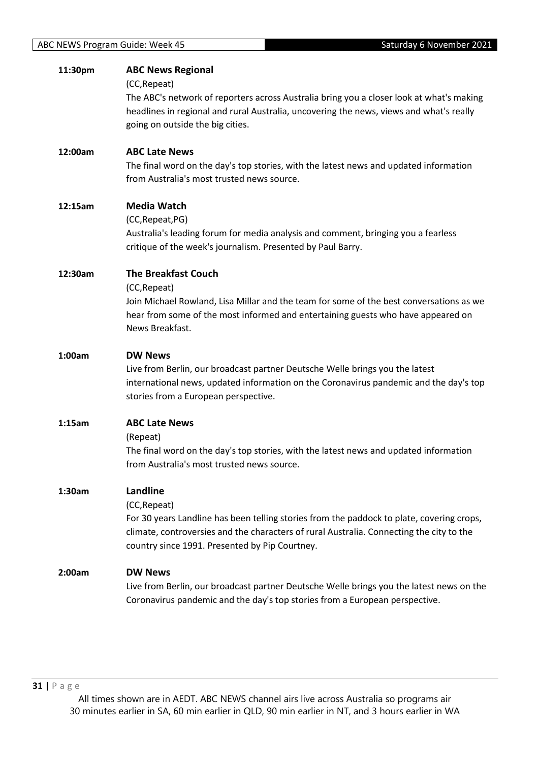**11:30pm** **ABC News Regional**

(CC,Repeat)

The ABC's network of reporters across Australia bring you a closer look at what's making headlines in regional and rural Australia, uncovering the news, views and what's really going on outside the big cities.

**12:00am** **ABC Late News**

The final word on the day's top stories, with the latest news and updated information from Australia's most trusted news source.

**12:15am** **Media Watch**

(CC,Repeat,PG)

Australia's leading forum for media analysis and comment, bringing you a fearless critique of the week's journalism. Presented by Paul Barry.

**12:30am** **The Breakfast Couch**

(CC,Repeat)

Join Michael Rowland, Lisa Millar and the team for some of the best conversations as we hear from some of the most informed and entertaining guests who have appeared on News Breakfast.

**1:00am** **DW News**

Live from Berlin, our broadcast partner Deutsche Welle brings you the latest international news, updated information on the Coronavirus pandemic and the day's top stories from a European perspective.

**1:15am** **ABC Late News**

(Repeat)

The final word on the day's top stories, with the latest news and updated information from Australia's most trusted news source.

**1:30am** **Landline**

(CC,Repeat)

For 30 years Landline has been telling stories from the paddock to plate, covering crops, climate, controversies and the characters of rural Australia. Connecting the city to the country since 1991. Presented by Pip Courtney.

**2:00am** **DW News**

Live from Berlin, our broadcast partner Deutsche Welle brings you the latest news on the Coronavirus pandemic and the day's top stories from a European perspective.

All times shown are in AEDT. ABC NEWS channel airs live across Australia so programs air 30 minutes earlier in SA, 60 min earlier in QLD, 90 min earlier in NT, and 3 hours earlier in WA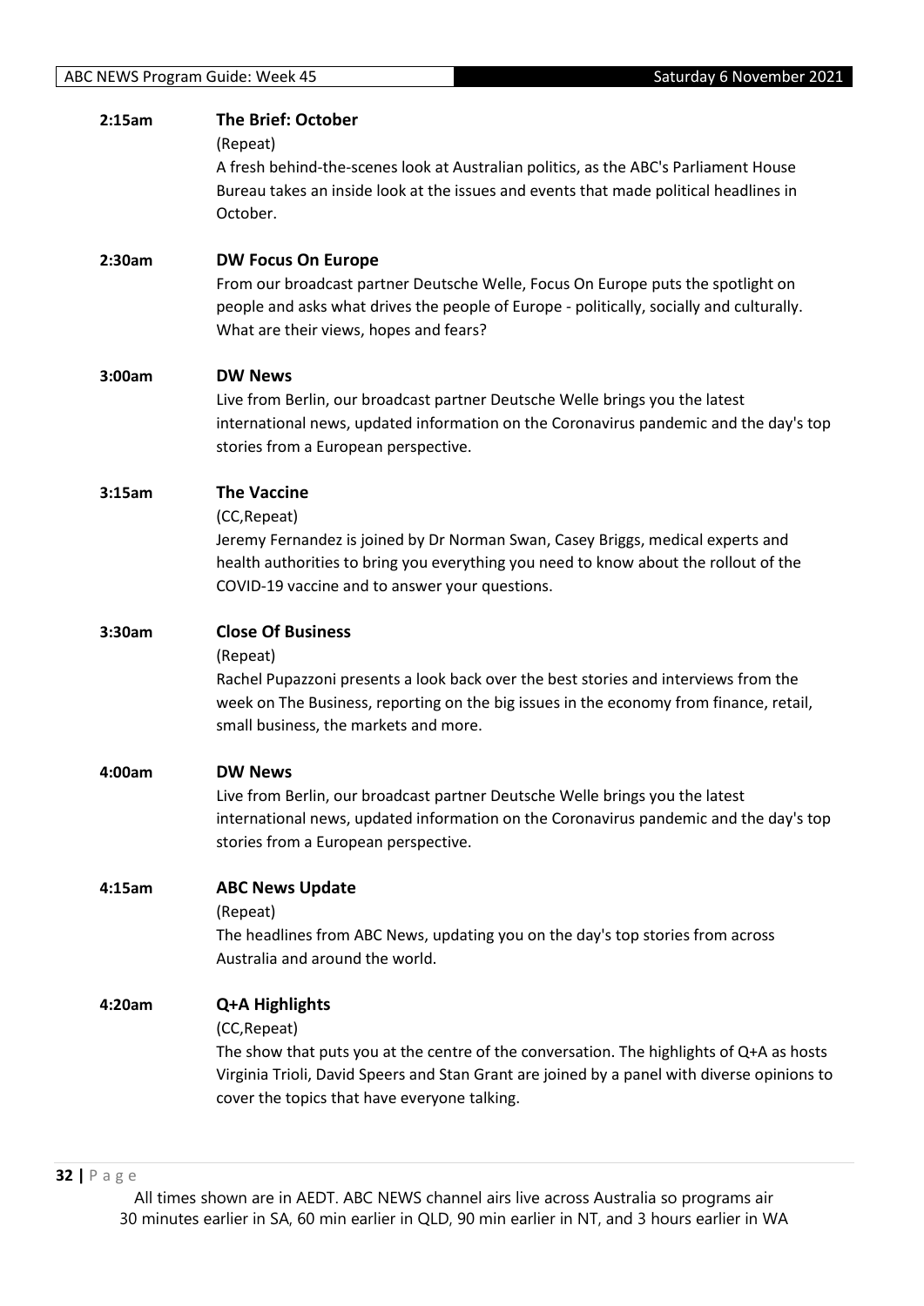**2:15am** **The Brief: October**

(Repeat)

A fresh behind-the-scenes look at Australian politics, as the ABC's Parliament House Bureau takes an inside look at the issues and events that made political headlines in October.

**2:30am** **DW Focus On Europe**

From our broadcast partner Deutsche Welle, Focus On Europe puts the spotlight on people and asks what drives the people of Europe - politically, socially and culturally. What are their views, hopes and fears?

**3:00am** **DW News**

Live from Berlin, our broadcast partner Deutsche Welle brings you the latest international news, updated information on the Coronavirus pandemic and the day's top stories from a European perspective.

**3:15am** **The Vaccine**

(CC,Repeat)

Jeremy Fernandez is joined by Dr Norman Swan, Casey Briggs, medical experts and health authorities to bring you everything you need to know about the rollout of the COVID-19 vaccine and to answer your questions.

**3:30am** **Close Of Business**

(Repeat)

Rachel Pupazzoni presents a look back over the best stories and interviews from the week on The Business, reporting on the big issues in the economy from finance, retail, small business, the markets and more.

**4:00am** **DW News**

Live from Berlin, our broadcast partner Deutsche Welle brings you the latest international news, updated information on the Coronavirus pandemic and the day's top stories from a European perspective.

**4:15am** **ABC News Update**

(Repeat)

The headlines from ABC News, updating you on the day's top stories from across Australia and around the world.

**4:20am** **Q+A Highlights**

(CC,Repeat)

The show that puts you at the centre of the conversation. The highlights of Q+A as hosts Virginia Trioli, David Speers and Stan Grant are joined by a panel with diverse opinions to cover the topics that have everyone talking.

All times shown are in AEDT. ABC NEWS channel airs live across Australia so programs air 30 minutes earlier in SA, 60 min earlier in QLD, 90 min earlier in NT, and 3 hours earlier in WA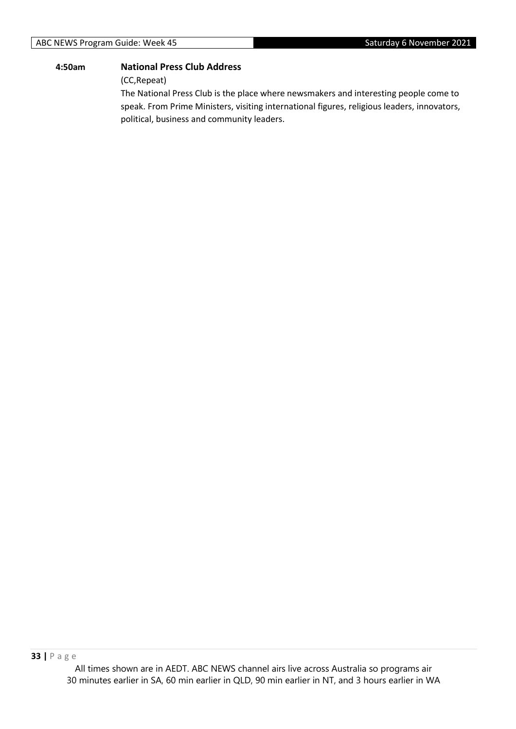**4:50am** **National Press Club Address**

(CC,Repeat)

The National Press Club is the place where newsmakers and interesting people come to speak. From Prime Ministers, visiting international figures, religious leaders, innovators, political, business and community leaders.

All times shown are in AEDT. ABC NEWS channel airs live across Australia so programs air 30 minutes earlier in SA, 60 min earlier in QLD, 90 min earlier in NT, and 3 hours earlier in WA